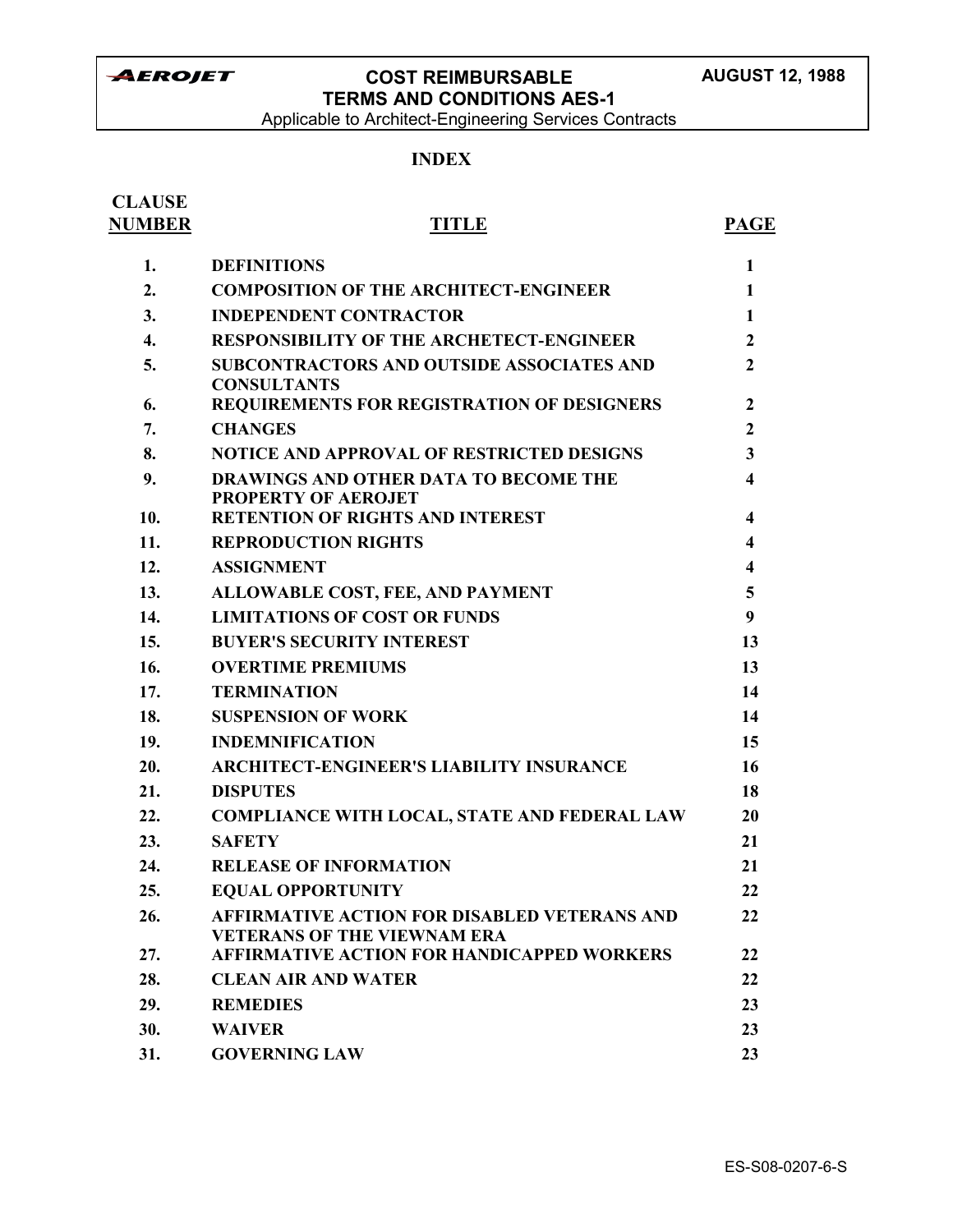**AEROJET** | **COST REIMBURSABLE TERMS AND CONDITIONS AES-1** | **AUGUST 12, 1988**

Applicable to Architect-Engineering Services Contracts

## INDEX

| CLAUSE NUMBER | TITLE | PAGE |
|---|---|---|
| 1. | DEFINITIONS | 1 |
| 2. | COMPOSITION OF THE ARCHITECT-ENGINEER | 1 |
| 3. | INDEPENDENT CONTRACTOR | 1 |
| 4. | RESPONSIBILITY OF THE ARCHETECT-ENGINEER | 2 |
| 5. | SUBCONTRACTORS AND OUTSIDE ASSOCIATES AND CONSULTANTS | 2 |
| 6. | REQUIREMENTS FOR REGISTRATION OF DESIGNERS | 2 |
| 7. | CHANGES | 2 |
| 8. | NOTICE AND APPROVAL OF RESTRICTED DESIGNS | 3 |
| 9. | DRAWINGS AND OTHER DATA TO BECOME THE PROPERTY OF AEROJET | 4 |
| 10. | RETENTION OF RIGHTS AND INTEREST | 4 |
| 11. | REPRODUCTION RIGHTS | 4 |
| 12. | ASSIGNMENT | 4 |
| 13. | ALLOWABLE COST, FEE, AND PAYMENT | 5 |
| 14. | LIMITATIONS OF COST OR FUNDS | 9 |
| 15. | BUYER'S SECURITY INTEREST | 13 |
| 16. | OVERTIME PREMIUMS | 13 |
| 17. | TERMINATION | 14 |
| 18. | SUSPENSION OF WORK | 14 |
| 19. | INDEMNIFICATION | 15 |
| 20. | ARCHITECT-ENGINEER'S LIABILITY INSURANCE | 16 |
| 21. | DISPUTES | 18 |
| 22. | COMPLIANCE WITH LOCAL, STATE AND FEDERAL LAW | 20 |
| 23. | SAFETY | 21 |
| 24. | RELEASE OF INFORMATION | 21 |
| 25. | EQUAL OPPORTUNITY | 22 |
| 26. | AFFIRMATIVE ACTION FOR DISABLED VETERANS AND VETERANS OF THE VIEWNAM ERA | 22 |
| 27. | AFFIRMATIVE ACTION FOR HANDICAPPED WORKERS | 22 |
| 28. | CLEAN AIR AND WATER | 22 |
| 29. | REMEDIES | 23 |
| 30. | WAIVER | 23 |
| 31. | GOVERNING LAW | 23 |

ES-S08-0207-6-S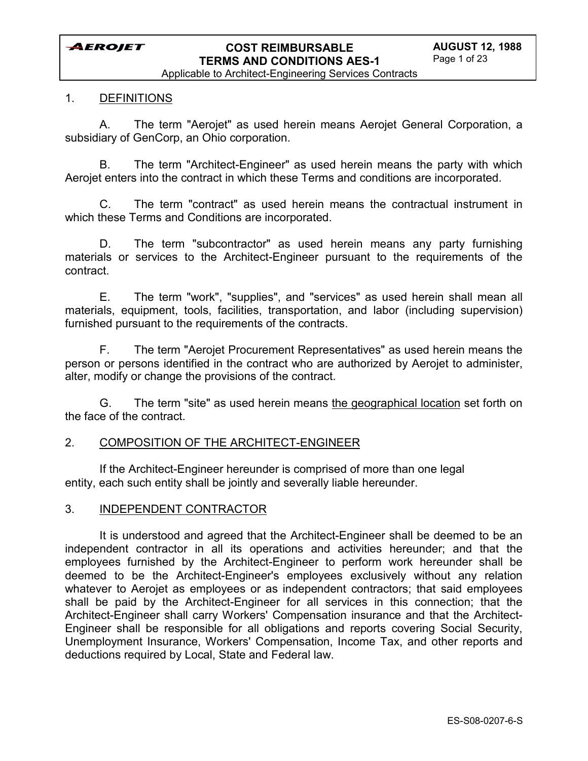## 1. DEFINITIONS

A. The term "Aerojet" as used herein means Aerojet General Corporation, a subsidiary of GenCorp, an Ohio corporation.

B. The term "Architect-Engineer" as used herein means the party with which Aerojet enters into the contract in which these Terms and conditions are incorporated.

C. The term "contract" as used herein means the contractual instrument in which these Terms and Conditions are incorporated.

D. The term "subcontractor" as used herein means any party furnishing materials or services to the Architect-Engineer pursuant to the requirements of the contract.

E. The term "work", "supplies", and "services" as used herein shall mean all materials, equipment, tools, facilities, transportation, and labor (including supervision) furnished pursuant to the requirements of the contracts.

F. The term "Aerojet Procurement Representatives" as used herein means the person or persons identified in the contract who are authorized by Aerojet to administer, alter, modify or change the provisions of the contract.

G. The term "site" as used herein means the geographical location set forth on the face of the contract.

## 2. COMPOSITION OF THE ARCHITECT-ENGINEER

If the Architect-Engineer hereunder is comprised of more than one legal entity, each such entity shall be jointly and severally liable hereunder.

## 3. INDEPENDENT CONTRACTOR

It is understood and agreed that the Architect-Engineer shall be deemed to be an independent contractor in all its operations and activities hereunder; and that the employees furnished by the Architect-Engineer to perform work hereunder shall be deemed to be the Architect-Engineer's employees exclusively without any relation whatever to Aerojet as employees or as independent contractors; that said employees shall be paid by the Architect-Engineer for all services in this connection; that the Architect-Engineer shall carry Workers' Compensation insurance and that the Architect-Engineer shall be responsible for all obligations and reports covering Social Security, Unemployment Insurance, Workers' Compensation, Income Tax, and other reports and deductions required by Local, State and Federal law.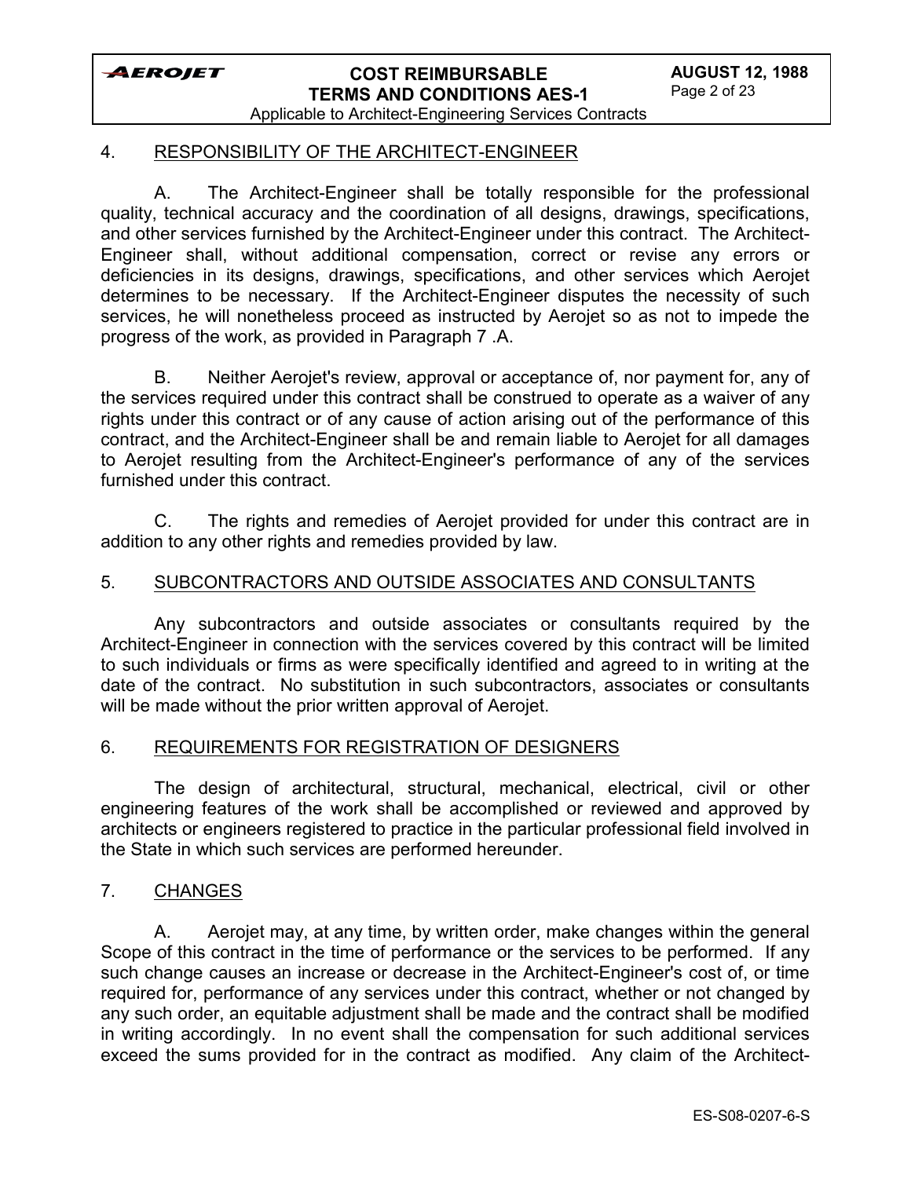## 4. RESPONSIBILITY OF THE ARCHITECT-ENGINEER

A. The Architect-Engineer shall be totally responsible for the professional quality, technical accuracy and the coordination of all designs, drawings, specifications, and other services furnished by the Architect-Engineer under this contract. The Architect-Engineer shall, without additional compensation, correct or revise any errors or deficiencies in its designs, drawings, specifications, and other services which Aerojet determines to be necessary. If the Architect-Engineer disputes the necessity of such services, he will nonetheless proceed as instructed by Aerojet so as not to impede the progress of the work, as provided in Paragraph 7 .A.

B. Neither Aerojet's review, approval or acceptance of, nor payment for, any of the services required under this contract shall be construed to operate as a waiver of any rights under this contract or of any cause of action arising out of the performance of this contract, and the Architect-Engineer shall be and remain liable to Aerojet for all damages to Aerojet resulting from the Architect-Engineer's performance of any of the services furnished under this contract.

C. The rights and remedies of Aerojet provided for under this contract are in addition to any other rights and remedies provided by law.

## 5. SUBCONTRACTORS AND OUTSIDE ASSOCIATES AND CONSULTANTS

Any subcontractors and outside associates or consultants required by the Architect-Engineer in connection with the services covered by this contract will be limited to such individuals or firms as were specifically identified and agreed to in writing at the date of the contract. No substitution in such subcontractors, associates or consultants will be made without the prior written approval of Aerojet.

## 6. REQUIREMENTS FOR REGISTRATION OF DESIGNERS

The design of architectural, structural, mechanical, electrical, civil or other engineering features of the work shall be accomplished or reviewed and approved by architects or engineers registered to practice in the particular professional field involved in the State in which such services are performed hereunder.

## 7. CHANGES

A. Aerojet may, at any time, by written order, make changes within the general Scope of this contract in the time of performance or the services to be performed. If any such change causes an increase or decrease in the Architect-Engineer's cost of, or time required for, performance of any services under this contract, whether or not changed by any such order, an equitable adjustment shall be made and the contract shall be modified in writing accordingly. In no event shall the compensation for such additional services exceed the sums provided for in the contract as modified. Any claim of the Architect-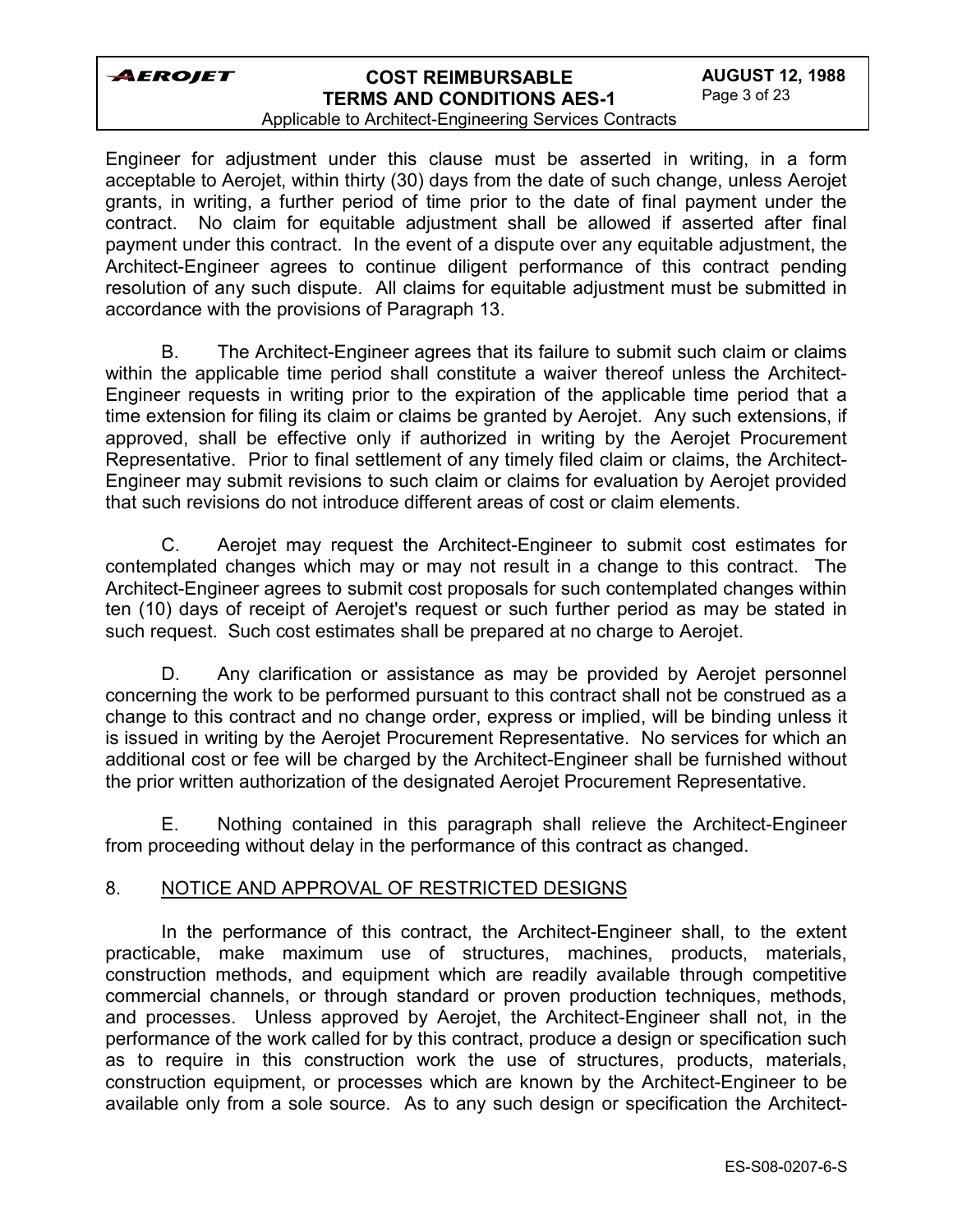Engineer for adjustment under this clause must be asserted in writing, in a form acceptable to Aerojet, within thirty (30) days from the date of such change, unless Aerojet grants, in writing, a further period of time prior to the date of final payment under the contract. No claim for equitable adjustment shall be allowed if asserted after final payment under this contract. In the event of a dispute over any equitable adjustment, the Architect-Engineer agrees to continue diligent performance of this contract pending resolution of any such dispute. All claims for equitable adjustment must be submitted in accordance with the provisions of Paragraph 13.

B. The Architect-Engineer agrees that its failure to submit such claim or claims within the applicable time period shall constitute a waiver thereof unless the Architect-Engineer requests in writing prior to the expiration of the applicable time period that a time extension for filing its claim or claims be granted by Aerojet. Any such extensions, if approved, shall be effective only if authorized in writing by the Aerojet Procurement Representative. Prior to final settlement of any timely filed claim or claims, the Architect-Engineer may submit revisions to such claim or claims for evaluation by Aerojet provided that such revisions do not introduce different areas of cost or claim elements.

C. Aerojet may request the Architect-Engineer to submit cost estimates for contemplated changes which may or may not result in a change to this contract. The Architect-Engineer agrees to submit cost proposals for such contemplated changes within ten (10) days of receipt of Aerojet's request or such further period as may be stated in such request. Such cost estimates shall be prepared at no charge to Aerojet.

D. Any clarification or assistance as may be provided by Aerojet personnel concerning the work to be performed pursuant to this contract shall not be construed as a change to this contract and no change order, express or implied, will be binding unless it is issued in writing by the Aerojet Procurement Representative. No services for which an additional cost or fee will be charged by the Architect-Engineer shall be furnished without the prior written authorization of the designated Aerojet Procurement Representative.

E. Nothing contained in this paragraph shall relieve the Architect-Engineer from proceeding without delay in the performance of this contract as changed.

## 8. NOTICE AND APPROVAL OF RESTRICTED DESIGNS

In the performance of this contract, the Architect-Engineer shall, to the extent practicable, make maximum use of structures, machines, products, materials, construction methods, and equipment which are readily available through competitive commercial channels, or through standard or proven production techniques, methods, and processes. Unless approved by Aerojet, the Architect-Engineer shall not, in the performance of the work called for by this contract, produce a design or specification such as to require in this construction work the use of structures, products, materials, construction equipment, or processes which are known by the Architect-Engineer to be available only from a sole source. As to any such design or specification the Architect-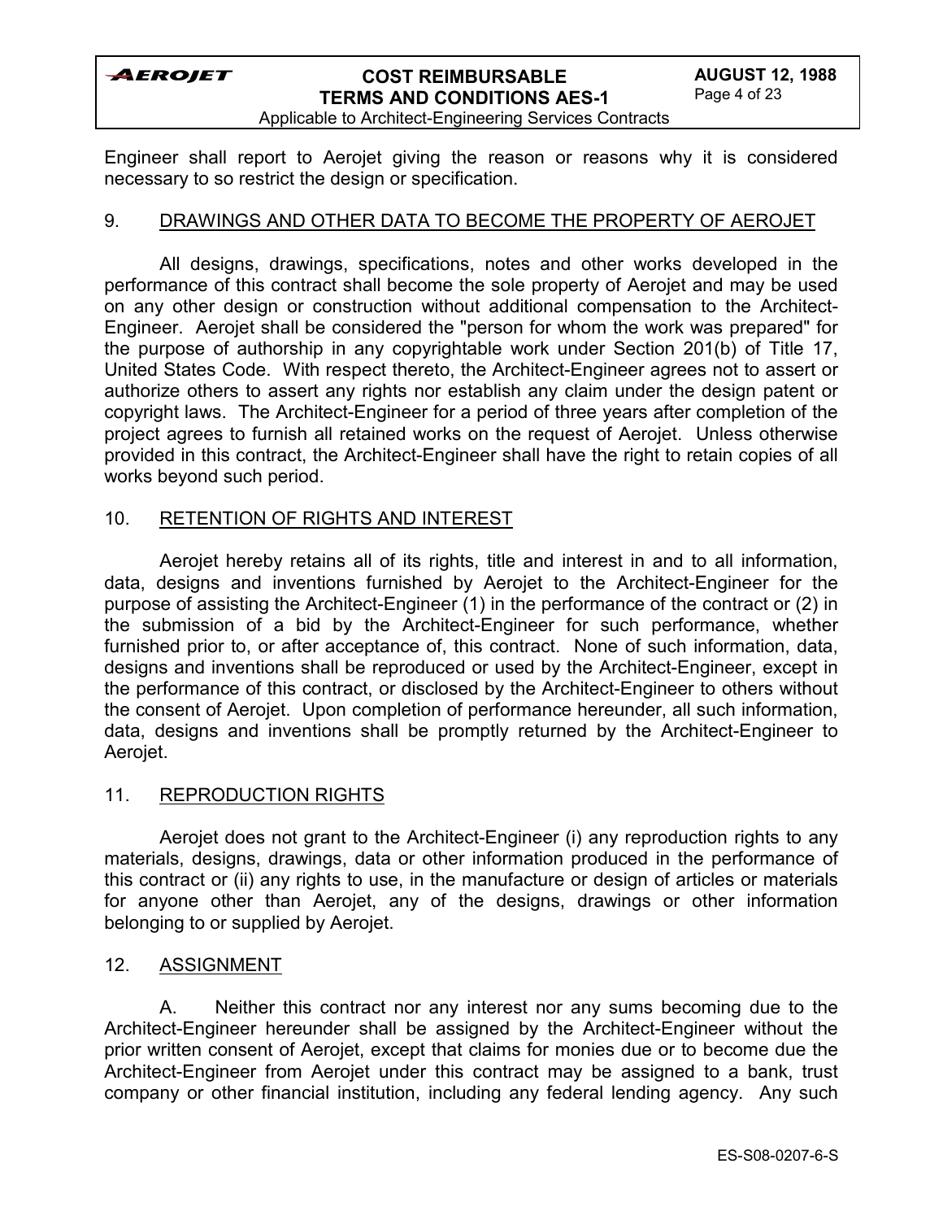Engineer shall report to Aerojet giving the reason or reasons why it is considered necessary to so restrict the design or specification.

## 9. DRAWINGS AND OTHER DATA TO BECOME THE PROPERTY OF AEROJET

All designs, drawings, specifications, notes and other works developed in the performance of this contract shall become the sole property of Aerojet and may be used on any other design or construction without additional compensation to the Architect-Engineer. Aerojet shall be considered the "person for whom the work was prepared" for the purpose of authorship in any copyrightable work under Section 201(b) of Title 17, United States Code. With respect thereto, the Architect-Engineer agrees not to assert or authorize others to assert any rights nor establish any claim under the design patent or copyright laws. The Architect-Engineer for a period of three years after completion of the project agrees to furnish all retained works on the request of Aerojet. Unless otherwise provided in this contract, the Architect-Engineer shall have the right to retain copies of all works beyond such period.

## 10. RETENTION OF RIGHTS AND INTEREST

Aerojet hereby retains all of its rights, title and interest in and to all information, data, designs and inventions furnished by Aerojet to the Architect-Engineer for the purpose of assisting the Architect-Engineer (1) in the performance of the contract or (2) in the submission of a bid by the Architect-Engineer for such performance, whether furnished prior to, or after acceptance of, this contract. None of such information, data, designs and inventions shall be reproduced or used by the Architect-Engineer, except in the performance of this contract, or disclosed by the Architect-Engineer to others without the consent of Aerojet. Upon completion of performance hereunder, all such information, data, designs and inventions shall be promptly returned by the Architect-Engineer to Aerojet.

## 11. REPRODUCTION RIGHTS

Aerojet does not grant to the Architect-Engineer (i) any reproduction rights to any materials, designs, drawings, data or other information produced in the performance of this contract or (ii) any rights to use, in the manufacture or design of articles or materials for anyone other than Aerojet, any of the designs, drawings or other information belonging to or supplied by Aerojet.

## 12. ASSIGNMENT

A. Neither this contract nor any interest nor any sums becoming due to the Architect-Engineer hereunder shall be assigned by the Architect-Engineer without the prior written consent of Aerojet, except that claims for monies due or to become due the Architect-Engineer from Aerojet under this contract may be assigned to a bank, trust company or other financial institution, including any federal lending agency. Any such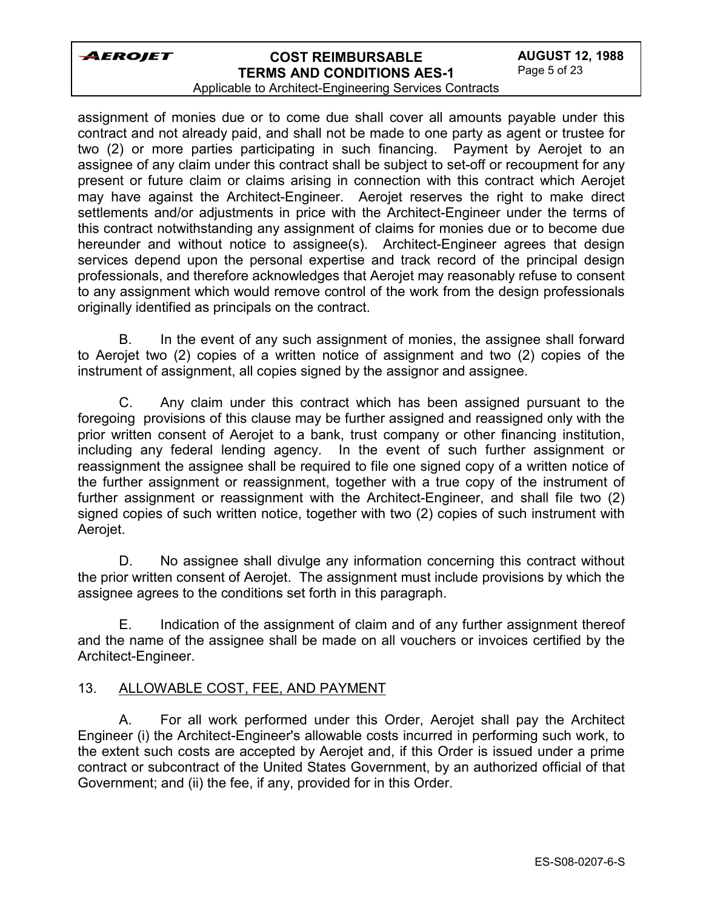assignment of monies due or to come due shall cover all amounts payable under this contract and not already paid, and shall not be made to one party as agent or trustee for two (2) or more parties participating in such financing. Payment by Aerojet to an assignee of any claim under this contract shall be subject to set-off or recoupment for any present or future claim or claims arising in connection with this contract which Aerojet may have against the Architect-Engineer. Aerojet reserves the right to make direct settlements and/or adjustments in price with the Architect-Engineer under the terms of this contract notwithstanding any assignment of claims for monies due or to become due hereunder and without notice to assignee(s). Architect-Engineer agrees that design services depend upon the personal expertise and track record of the principal design professionals, and therefore acknowledges that Aerojet may reasonably refuse to consent to any assignment which would remove control of the work from the design professionals originally identified as principals on the contract.

B. In the event of any such assignment of monies, the assignee shall forward to Aerojet two (2) copies of a written notice of assignment and two (2) copies of the instrument of assignment, all copies signed by the assignor and assignee.

C. Any claim under this contract which has been assigned pursuant to the foregoing provisions of this clause may be further assigned and reassigned only with the prior written consent of Aerojet to a bank, trust company or other financing institution, including any federal lending agency. In the event of such further assignment or reassignment the assignee shall be required to file one signed copy of a written notice of the further assignment or reassignment, together with a true copy of the instrument of further assignment or reassignment with the Architect-Engineer, and shall file two (2) signed copies of such written notice, together with two (2) copies of such instrument with Aerojet.

D. No assignee shall divulge any information concerning this contract without the prior written consent of Aerojet. The assignment must include provisions by which the assignee agrees to the conditions set forth in this paragraph.

E. Indication of the assignment of claim and of any further assignment thereof and the name of the assignee shall be made on all vouchers or invoices certified by the Architect-Engineer.

## 13. ALLOWABLE COST, FEE, AND PAYMENT

A. For all work performed under this Order, Aerojet shall pay the Architect Engineer (i) the Architect-Engineer's allowable costs incurred in performing such work, to the extent such costs are accepted by Aerojet and, if this Order is issued under a prime contract or subcontract of the United States Government, by an authorized official of that Government; and (ii) the fee, if any, provided for in this Order.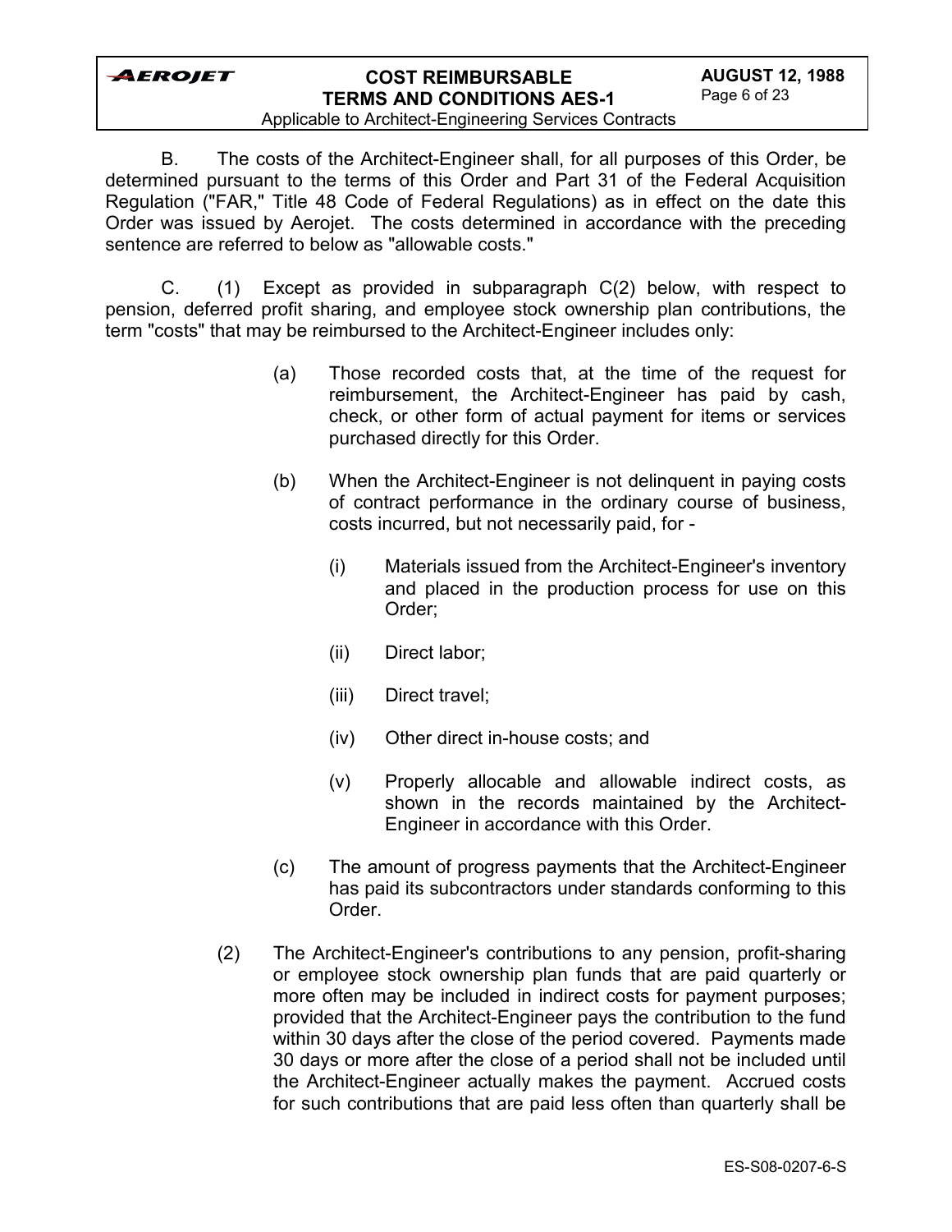B. The costs of the Architect-Engineer shall, for all purposes of this Order, be determined pursuant to the terms of this Order and Part 31 of the Federal Acquisition Regulation ("FAR," Title 48 Code of Federal Regulations) as in effect on the date this Order was issued by Aerojet. The costs determined in accordance with the preceding sentence are referred to below as "allowable costs."

C. (1) Except as provided in subparagraph C(2) below, with respect to pension, deferred profit sharing, and employee stock ownership plan contributions, the term "costs" that may be reimbursed to the Architect-Engineer includes only:

(a) Those recorded costs that, at the time of the request for reimbursement, the Architect-Engineer has paid by cash, check, or other form of actual payment for items or services purchased directly for this Order.

(b) When the Architect-Engineer is not delinquent in paying costs of contract performance in the ordinary course of business, costs incurred, but not necessarily paid, for -

(i) Materials issued from the Architect-Engineer's inventory and placed in the production process for use on this Order;

(ii) Direct labor;

(iii) Direct travel;

(iv) Other direct in-house costs; and

(v) Properly allocable and allowable indirect costs, as shown in the records maintained by the Architect-Engineer in accordance with this Order.

(c) The amount of progress payments that the Architect-Engineer has paid its subcontractors under standards conforming to this Order.

(2) The Architect-Engineer's contributions to any pension, profit-sharing or employee stock ownership plan funds that are paid quarterly or more often may be included in indirect costs for payment purposes; provided that the Architect-Engineer pays the contribution to the fund within 30 days after the close of the period covered. Payments made 30 days or more after the close of a period shall not be included until the Architect-Engineer actually makes the payment. Accrued costs for such contributions that are paid less often than quarterly shall be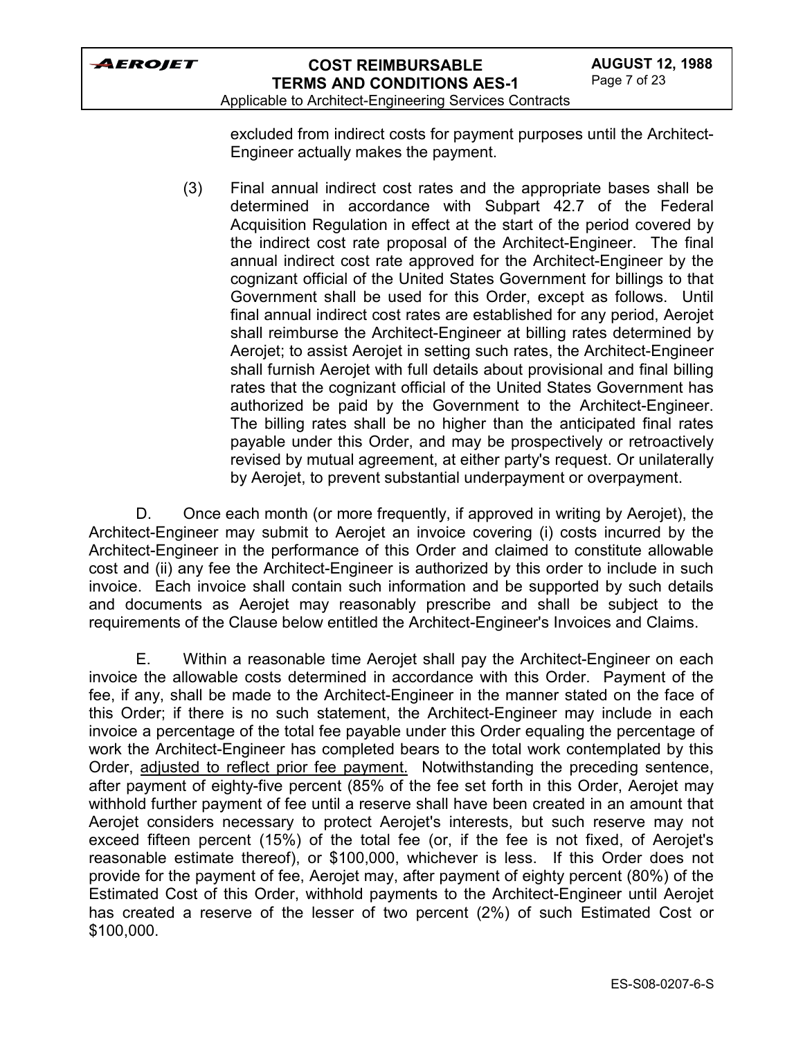excluded from indirect costs for payment purposes until the Architect-Engineer actually makes the payment.

(3) Final annual indirect cost rates and the appropriate bases shall be determined in accordance with Subpart 42.7 of the Federal Acquisition Regulation in effect at the start of the period covered by the indirect cost rate proposal of the Architect-Engineer. The final annual indirect cost rate approved for the Architect-Engineer by the cognizant official of the United States Government for billings to that Government shall be used for this Order, except as follows. Until final annual indirect cost rates are established for any period, Aerojet shall reimburse the Architect-Engineer at billing rates determined by Aerojet; to assist Aerojet in setting such rates, the Architect-Engineer shall furnish Aerojet with full details about provisional and final billing rates that the cognizant official of the United States Government has authorized be paid by the Government to the Architect-Engineer. The billing rates shall be no higher than the anticipated final rates payable under this Order, and may be prospectively or retroactively revised by mutual agreement, at either party's request. Or unilaterally by Aerojet, to prevent substantial underpayment or overpayment.

D. Once each month (or more frequently, if approved in writing by Aerojet), the Architect-Engineer may submit to Aerojet an invoice covering (i) costs incurred by the Architect-Engineer in the performance of this Order and claimed to constitute allowable cost and (ii) any fee the Architect-Engineer is authorized by this order to include in such invoice. Each invoice shall contain such information and be supported by such details and documents as Aerojet may reasonably prescribe and shall be subject to the requirements of the Clause below entitled the Architect-Engineer's Invoices and Claims.

E. Within a reasonable time Aerojet shall pay the Architect-Engineer on each invoice the allowable costs determined in accordance with this Order. Payment of the fee, if any, shall be made to the Architect-Engineer in the manner stated on the face of this Order; if there is no such statement, the Architect-Engineer may include in each invoice a percentage of the total fee payable under this Order equaling the percentage of work the Architect-Engineer has completed bears to the total work contemplated by this Order, <u>adjusted to reflect prior fee payment.</u> Notwithstanding the preceding sentence, after payment of eighty-five percent (85% of the fee set forth in this Order, Aerojet may withhold further payment of fee until a reserve shall have been created in an amount that Aerojet considers necessary to protect Aerojet's interests, but such reserve may not exceed fifteen percent (15%) of the total fee (or, if the fee is not fixed, of Aerojet's reasonable estimate thereof), or $100,000, whichever is less. If this Order does not provide for the payment of fee, Aerojet may, after payment of eighty percent (80%) of the Estimated Cost of this Order, withhold payments to the Architect-Engineer until Aerojet has created a reserve of the lesser of two percent (2%) of such Estimated Cost or $100,000.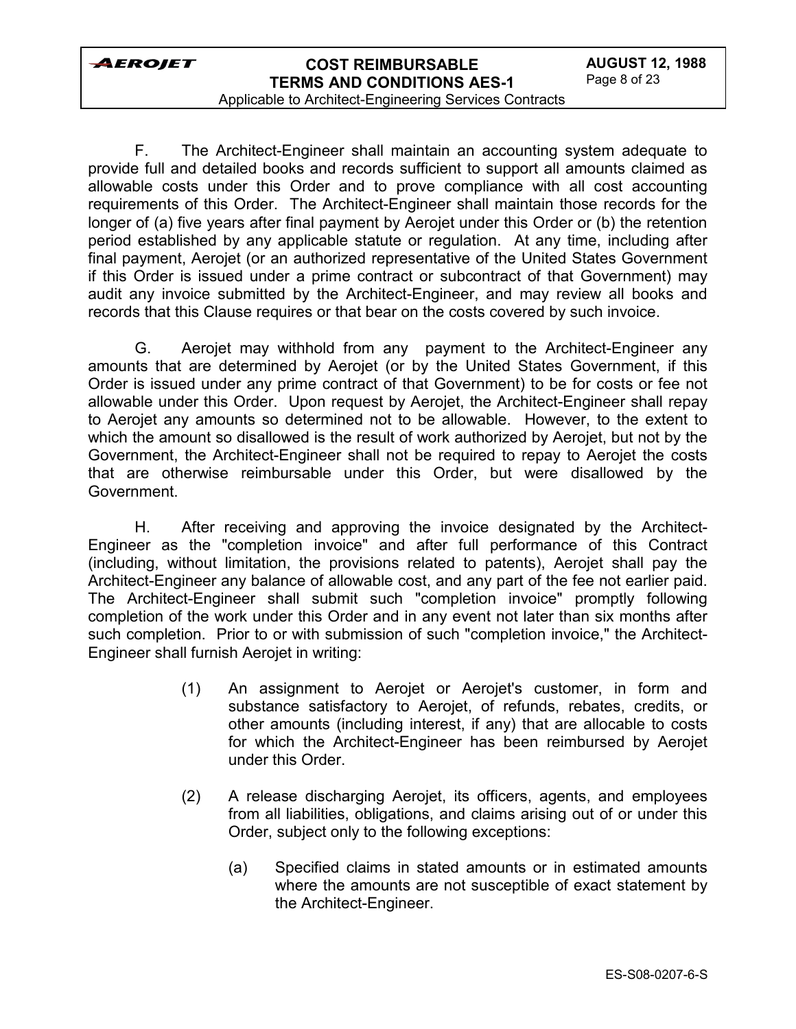F. The Architect-Engineer shall maintain an accounting system adequate to provide full and detailed books and records sufficient to support all amounts claimed as allowable costs under this Order and to prove compliance with all cost accounting requirements of this Order. The Architect-Engineer shall maintain those records for the longer of (a) five years after final payment by Aerojet under this Order or (b) the retention period established by any applicable statute or regulation. At any time, including after final payment, Aerojet (or an authorized representative of the United States Government if this Order is issued under a prime contract or subcontract of that Government) may audit any invoice submitted by the Architect-Engineer, and may review all books and records that this Clause requires or that bear on the costs covered by such invoice.

G. Aerojet may withhold from any payment to the Architect-Engineer any amounts that are determined by Aerojet (or by the United States Government, if this Order is issued under any prime contract of that Government) to be for costs or fee not allowable under this Order. Upon request by Aerojet, the Architect-Engineer shall repay to Aerojet any amounts so determined not to be allowable. However, to the extent to which the amount so disallowed is the result of work authorized by Aerojet, but not by the Government, the Architect-Engineer shall not be required to repay to Aerojet the costs that are otherwise reimbursable under this Order, but were disallowed by the Government.

H. After receiving and approving the invoice designated by the Architect-Engineer as the "completion invoice" and after full performance of this Contract (including, without limitation, the provisions related to patents), Aerojet shall pay the Architect-Engineer any balance of allowable cost, and any part of the fee not earlier paid. The Architect-Engineer shall submit such "completion invoice" promptly following completion of the work under this Order and in any event not later than six months after such completion. Prior to or with submission of such "completion invoice," the Architect-Engineer shall furnish Aerojet in writing:

(1) An assignment to Aerojet or Aerojet's customer, in form and substance satisfactory to Aerojet, of refunds, rebates, credits, or other amounts (including interest, if any) that are allocable to costs for which the Architect-Engineer has been reimbursed by Aerojet under this Order.

(2) A release discharging Aerojet, its officers, agents, and employees from all liabilities, obligations, and claims arising out of or under this Order, subject only to the following exceptions:

(a) Specified claims in stated amounts or in estimated amounts where the amounts are not susceptible of exact statement by the Architect-Engineer.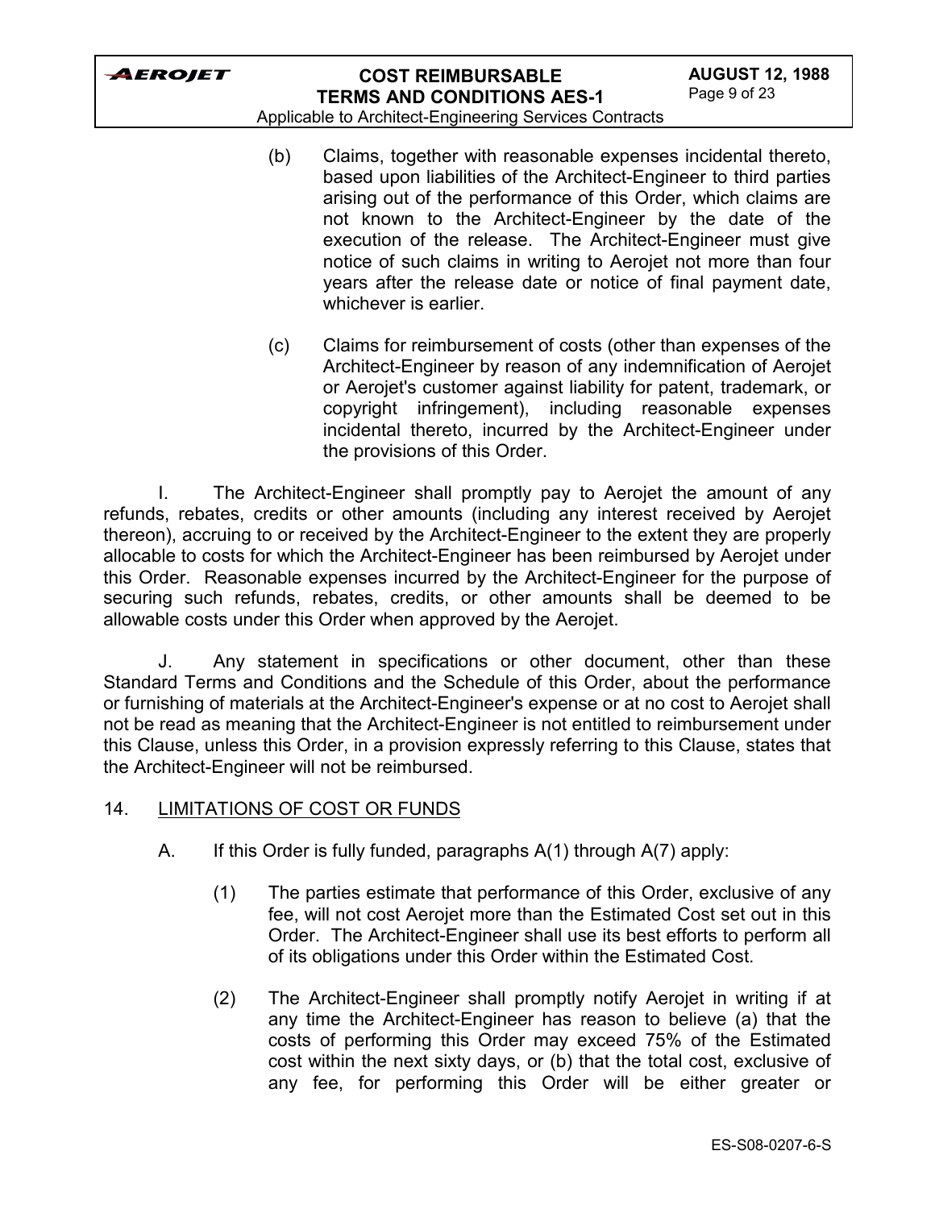(b) Claims, together with reasonable expenses incidental thereto, based upon liabilities of the Architect-Engineer to third parties arising out of the performance of this Order, which claims are not known to the Architect-Engineer by the date of the execution of the release. The Architect-Engineer must give notice of such claims in writing to Aerojet not more than four years after the release date or notice of final payment date, whichever is earlier.

(c) Claims for reimbursement of costs (other than expenses of the Architect-Engineer by reason of any indemnification of Aerojet or Aerojet's customer against liability for patent, trademark, or copyright infringement), including reasonable expenses incidental thereto, incurred by the Architect-Engineer under the provisions of this Order.

I. The Architect-Engineer shall promptly pay to Aerojet the amount of any refunds, rebates, credits or other amounts (including any interest received by Aerojet thereon), accruing to or received by the Architect-Engineer to the extent they are properly allocable to costs for which the Architect-Engineer has been reimbursed by Aerojet under this Order. Reasonable expenses incurred by the Architect-Engineer for the purpose of securing such refunds, rebates, credits, or other amounts shall be deemed to be allowable costs under this Order when approved by the Aerojet.

J. Any statement in specifications or other document, other than these Standard Terms and Conditions and the Schedule of this Order, about the performance or furnishing of materials at the Architect-Engineer's expense or at no cost to Aerojet shall not be read as meaning that the Architect-Engineer is not entitled to reimbursement under this Clause, unless this Order, in a provision expressly referring to this Clause, states that the Architect-Engineer will not be reimbursed.

## 14. LIMITATIONS OF COST OR FUNDS

A. If this Order is fully funded, paragraphs A(1) through A(7) apply:

(1) The parties estimate that performance of this Order, exclusive of any fee, will not cost Aerojet more than the Estimated Cost set out in this Order. The Architect-Engineer shall use its best efforts to perform all of its obligations under this Order within the Estimated Cost.

(2) The Architect-Engineer shall promptly notify Aerojet in writing if at any time the Architect-Engineer has reason to believe (a) that the costs of performing this Order may exceed 75% of the Estimated cost within the next sixty days, or (b) that the total cost, exclusive of any fee, for performing this Order will be either greater or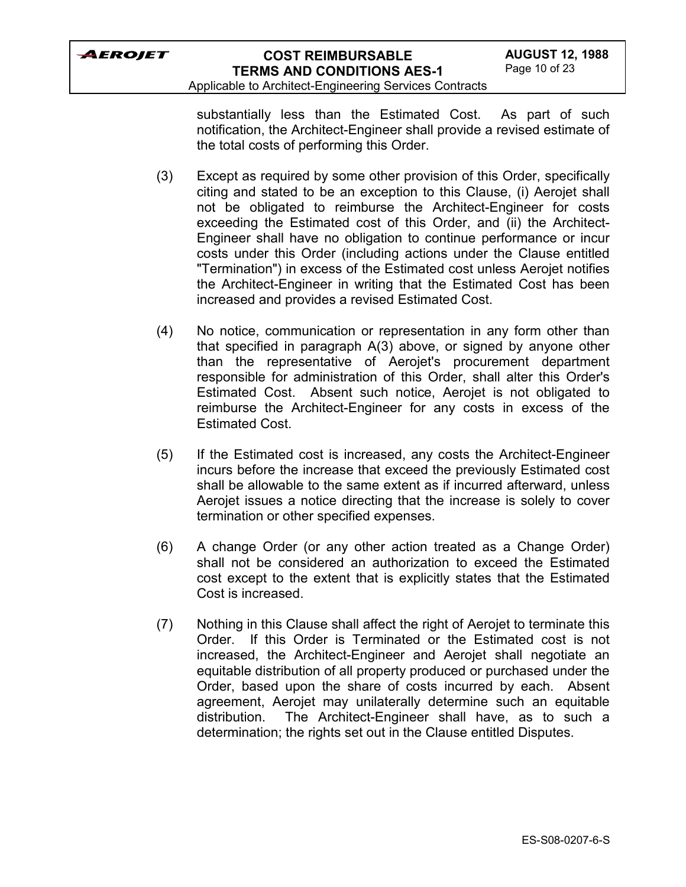substantially less than the Estimated Cost. As part of such notification, the Architect-Engineer shall provide a revised estimate of the total costs of performing this Order.

(3) Except as required by some other provision of this Order, specifically citing and stated to be an exception to this Clause, (i) Aerojet shall not be obligated to reimburse the Architect-Engineer for costs exceeding the Estimated cost of this Order, and (ii) the Architect-Engineer shall have no obligation to continue performance or incur costs under this Order (including actions under the Clause entitled "Termination") in excess of the Estimated cost unless Aerojet notifies the Architect-Engineer in writing that the Estimated Cost has been increased and provides a revised Estimated Cost.

(4) No notice, communication or representation in any form other than that specified in paragraph A(3) above, or signed by anyone other than the representative of Aerojet's procurement department responsible for administration of this Order, shall alter this Order's Estimated Cost. Absent such notice, Aerojet is not obligated to reimburse the Architect-Engineer for any costs in excess of the Estimated Cost.

(5) If the Estimated cost is increased, any costs the Architect-Engineer incurs before the increase that exceed the previously Estimated cost shall be allowable to the same extent as if incurred afterward, unless Aerojet issues a notice directing that the increase is solely to cover termination or other specified expenses.

(6) A change Order (or any other action treated as a Change Order) shall not be considered an authorization to exceed the Estimated cost except to the extent that is explicitly states that the Estimated Cost is increased.

(7) Nothing in this Clause shall affect the right of Aerojet to terminate this Order. If this Order is Terminated or the Estimated cost is not increased, the Architect-Engineer and Aerojet shall negotiate an equitable distribution of all property produced or purchased under the Order, based upon the share of costs incurred by each. Absent agreement, Aerojet may unilaterally determine such an equitable distribution. The Architect-Engineer shall have, as to such a determination; the rights set out in the Clause entitled Disputes.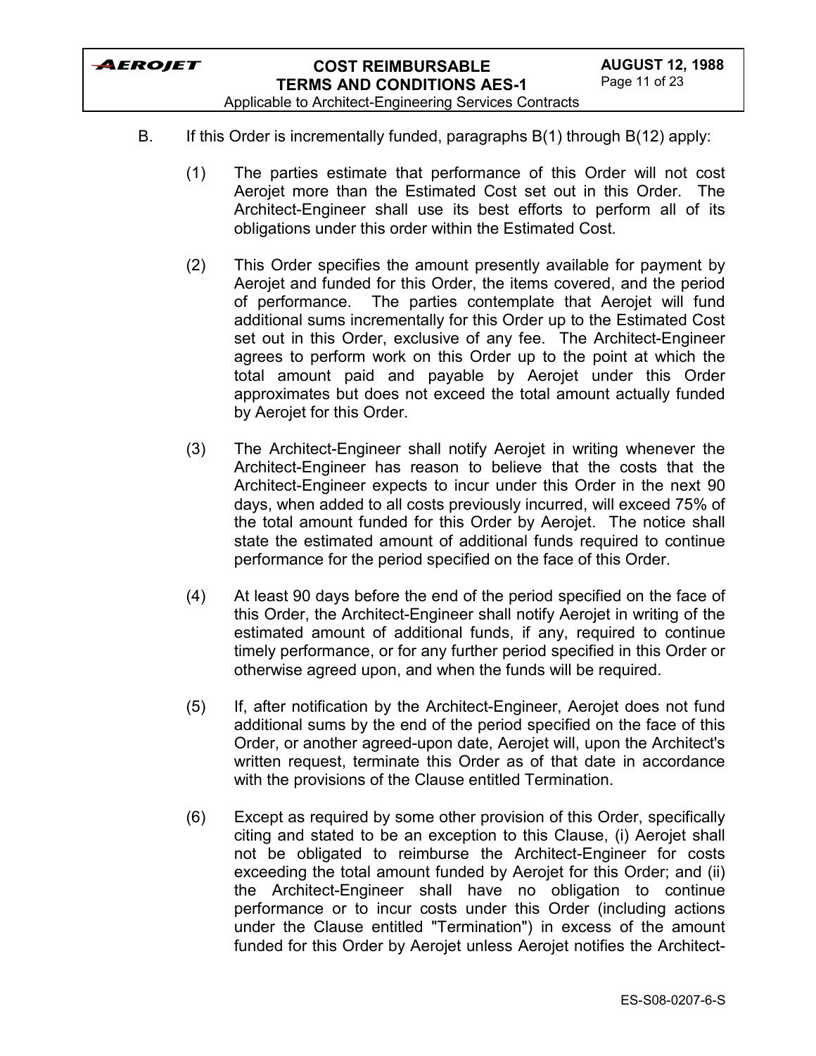B. If this Order is incrementally funded, paragraphs B(1) through B(12) apply:

(1) The parties estimate that performance of this Order will not cost Aerojet more than the Estimated Cost set out in this Order. The Architect-Engineer shall use its best efforts to perform all of its obligations under this order within the Estimated Cost.

(2) This Order specifies the amount presently available for payment by Aerojet and funded for this Order, the items covered, and the period of performance. The parties contemplate that Aerojet will fund additional sums incrementally for this Order up to the Estimated Cost set out in this Order, exclusive of any fee. The Architect-Engineer agrees to perform work on this Order up to the point at which the total amount paid and payable by Aerojet under this Order approximates but does not exceed the total amount actually funded by Aerojet for this Order.

(3) The Architect-Engineer shall notify Aerojet in writing whenever the Architect-Engineer has reason to believe that the costs that the Architect-Engineer expects to incur under this Order in the next 90 days, when added to all costs previously incurred, will exceed 75% of the total amount funded for this Order by Aerojet. The notice shall state the estimated amount of additional funds required to continue performance for the period specified on the face of this Order.

(4) At least 90 days before the end of the period specified on the face of this Order, the Architect-Engineer shall notify Aerojet in writing of the estimated amount of additional funds, if any, required to continue timely performance, or for any further period specified in this Order or otherwise agreed upon, and when the funds will be required.

(5) If, after notification by the Architect-Engineer, Aerojet does not fund additional sums by the end of the period specified on the face of this Order, or another agreed-upon date, Aerojet will, upon the Architect's written request, terminate this Order as of that date in accordance with the provisions of the Clause entitled Termination.

(6) Except as required by some other provision of this Order, specifically citing and stated to be an exception to this Clause, (i) Aerojet shall not be obligated to reimburse the Architect-Engineer for costs exceeding the total amount funded by Aerojet for this Order; and (ii) the Architect-Engineer shall have no obligation to continue performance or to incur costs under this Order (including actions under the Clause entitled "Termination") in excess of the amount funded for this Order by Aerojet unless Aerojet notifies the Architect-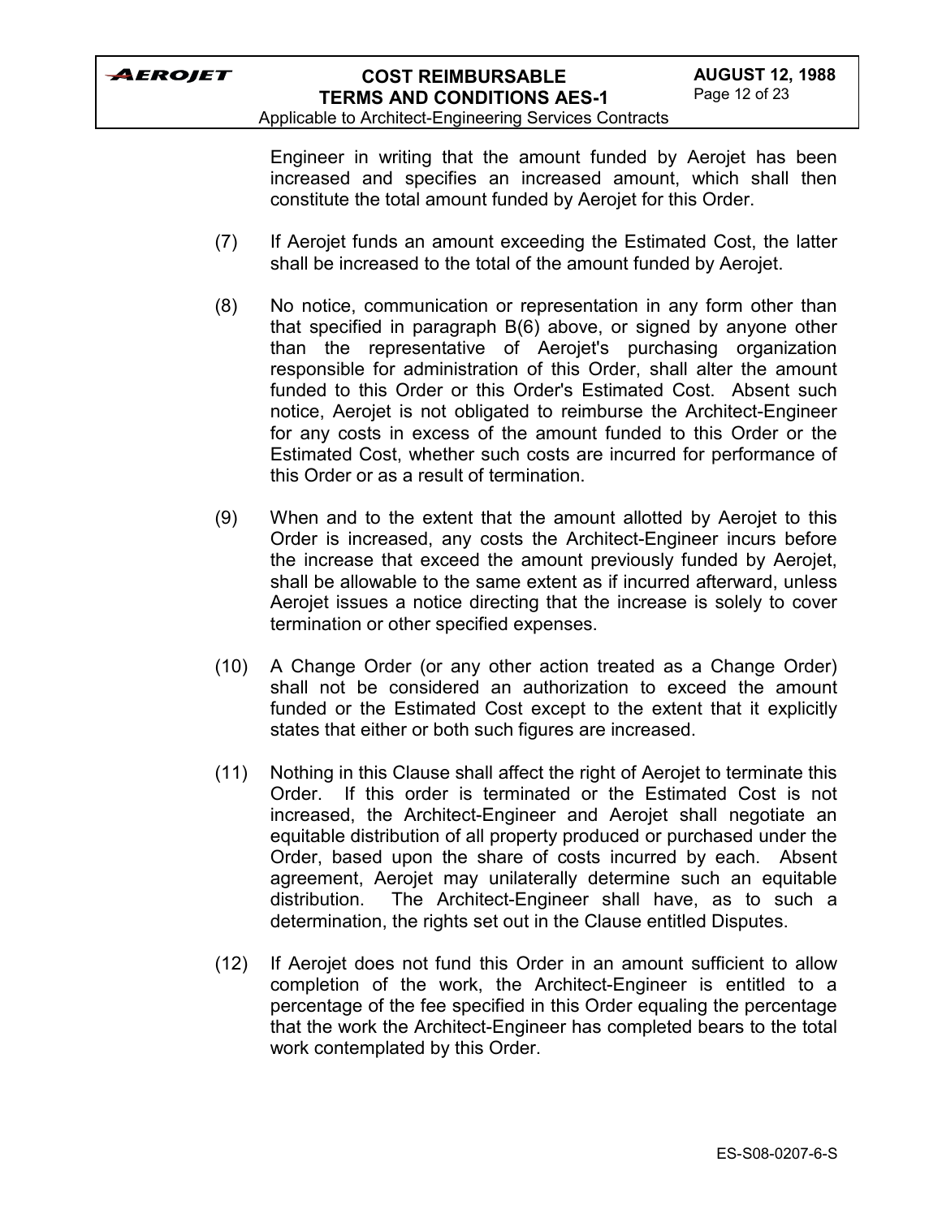Engineer in writing that the amount funded by Aerojet has been increased and specifies an increased amount, which shall then constitute the total amount funded by Aerojet for this Order.

(7) If Aerojet funds an amount exceeding the Estimated Cost, the latter shall be increased to the total of the amount funded by Aerojet.

(8) No notice, communication or representation in any form other than that specified in paragraph B(6) above, or signed by anyone other than the representative of Aerojet's purchasing organization responsible for administration of this Order, shall alter the amount funded to this Order or this Order's Estimated Cost. Absent such notice, Aerojet is not obligated to reimburse the Architect-Engineer for any costs in excess of the amount funded to this Order or the Estimated Cost, whether such costs are incurred for performance of this Order or as a result of termination.

(9) When and to the extent that the amount allotted by Aerojet to this Order is increased, any costs the Architect-Engineer incurs before the increase that exceed the amount previously funded by Aerojet, shall be allowable to the same extent as if incurred afterward, unless Aerojet issues a notice directing that the increase is solely to cover termination or other specified expenses.

(10) A Change Order (or any other action treated as a Change Order) shall not be considered an authorization to exceed the amount funded or the Estimated Cost except to the extent that it explicitly states that either or both such figures are increased.

(11) Nothing in this Clause shall affect the right of Aerojet to terminate this Order. If this order is terminated or the Estimated Cost is not increased, the Architect-Engineer and Aerojet shall negotiate an equitable distribution of all property produced or purchased under the Order, based upon the share of costs incurred by each. Absent agreement, Aerojet may unilaterally determine such an equitable distribution. The Architect-Engineer shall have, as to such a determination, the rights set out in the Clause entitled Disputes.

(12) If Aerojet does not fund this Order in an amount sufficient to allow completion of the work, the Architect-Engineer is entitled to a percentage of the fee specified in this Order equaling the percentage that the work the Architect-Engineer has completed bears to the total work contemplated by this Order.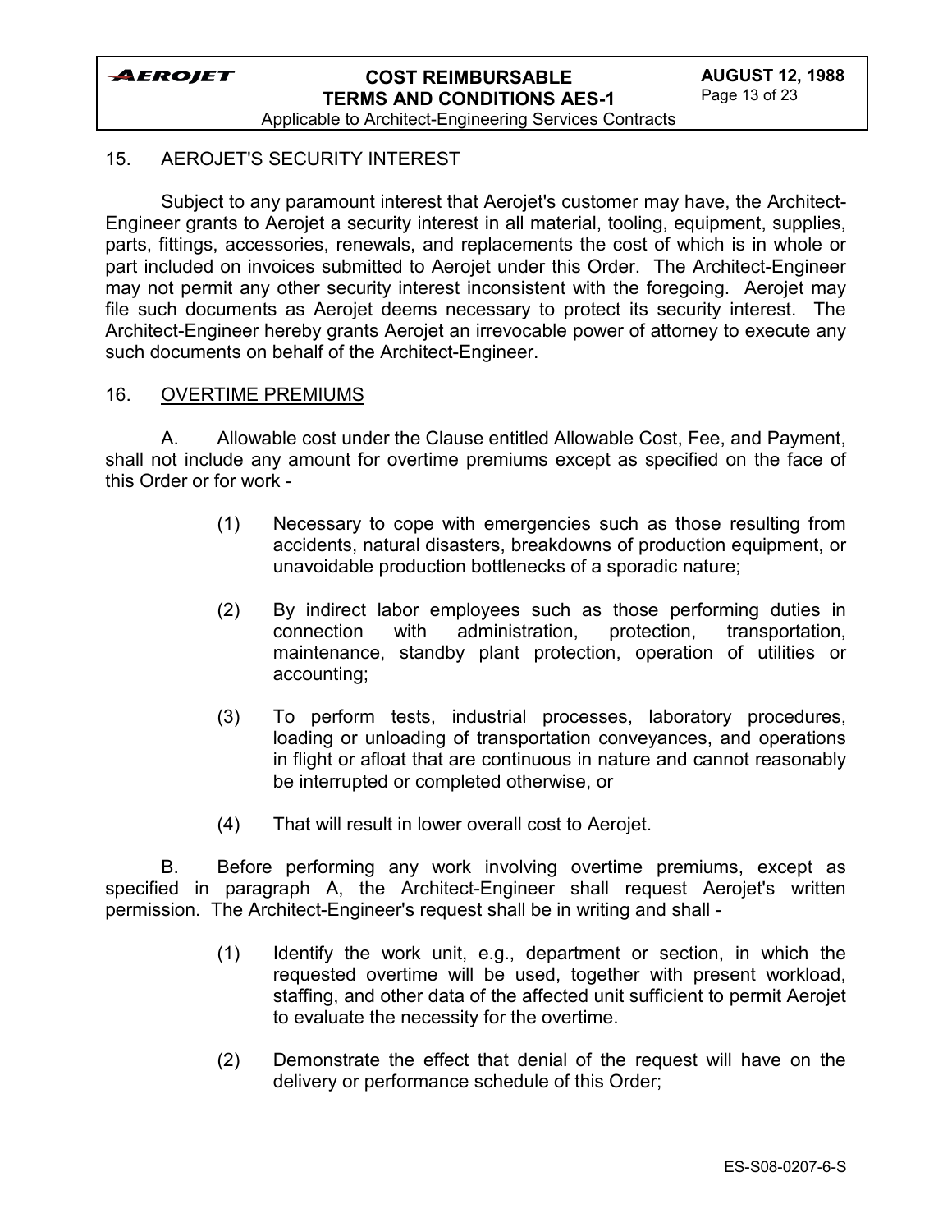## 15. AEROJET'S SECURITY INTEREST

Subject to any paramount interest that Aerojet's customer may have, the Architect-Engineer grants to Aerojet a security interest in all material, tooling, equipment, supplies, parts, fittings, accessories, renewals, and replacements the cost of which is in whole or part included on invoices submitted to Aerojet under this Order. The Architect-Engineer may not permit any other security interest inconsistent with the foregoing. Aerojet may file such documents as Aerojet deems necessary to protect its security interest. The Architect-Engineer hereby grants Aerojet an irrevocable power of attorney to execute any such documents on behalf of the Architect-Engineer.

## 16. OVERTIME PREMIUMS

A. Allowable cost under the Clause entitled Allowable Cost, Fee, and Payment, shall not include any amount for overtime premiums except as specified on the face of this Order or for work -

(1) Necessary to cope with emergencies such as those resulting from accidents, natural disasters, breakdowns of production equipment, or unavoidable production bottlenecks of a sporadic nature;

(2) By indirect labor employees such as those performing duties in connection with administration, protection, transportation, maintenance, standby plant protection, operation of utilities or accounting;

(3) To perform tests, industrial processes, laboratory procedures, loading or unloading of transportation conveyances, and operations in flight or afloat that are continuous in nature and cannot reasonably be interrupted or completed otherwise, or

(4) That will result in lower overall cost to Aerojet.

B. Before performing any work involving overtime premiums, except as specified in paragraph A, the Architect-Engineer shall request Aerojet's written permission. The Architect-Engineer's request shall be in writing and shall -

(1) Identify the work unit, e.g., department or section, in which the requested overtime will be used, together with present workload, staffing, and other data of the affected unit sufficient to permit Aerojet to evaluate the necessity for the overtime.

(2) Demonstrate the effect that denial of the request will have on the delivery or performance schedule of this Order;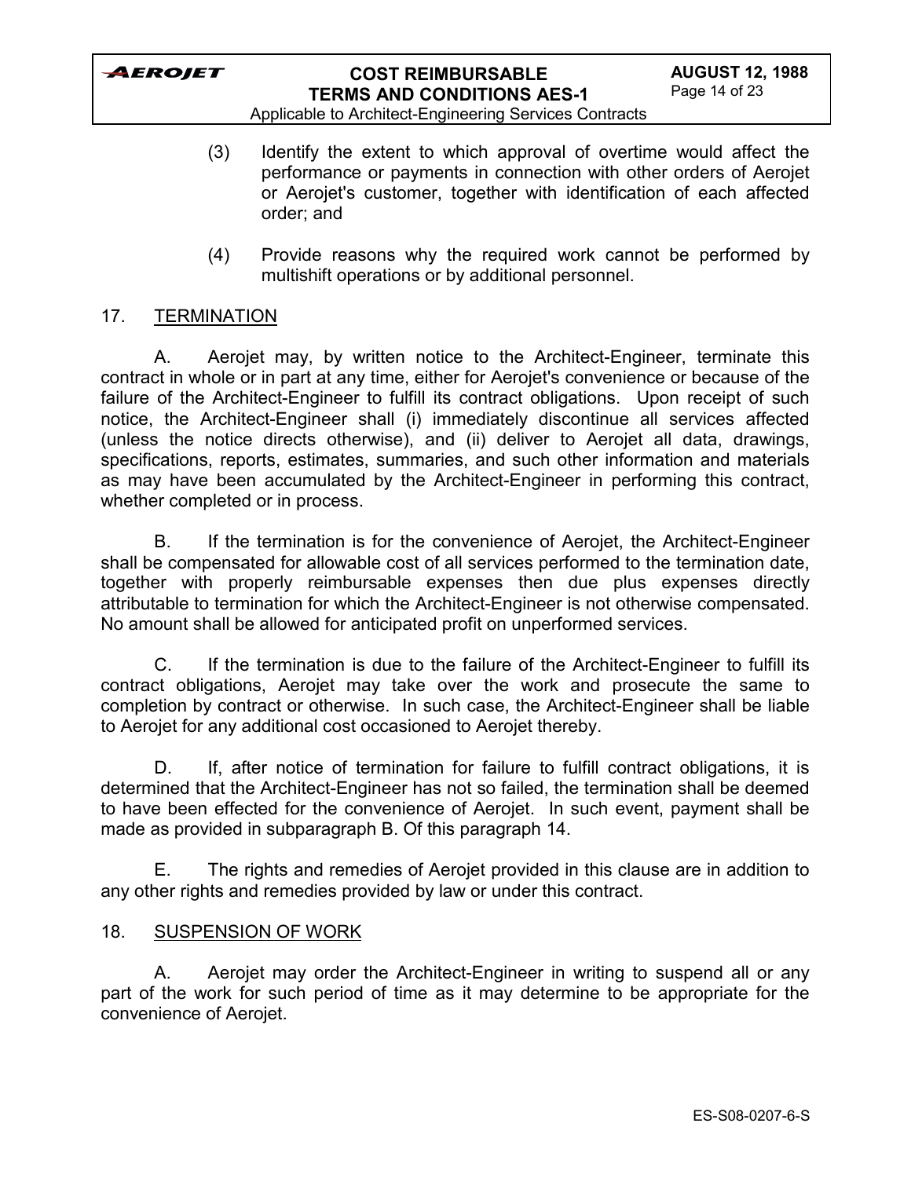(3) Identify the extent to which approval of overtime would affect the performance or payments in connection with other orders of Aerojet or Aerojet's customer, together with identification of each affected order; and

(4) Provide reasons why the required work cannot be performed by multishift operations or by additional personnel.

## 17. TERMINATION

A. Aerojet may, by written notice to the Architect-Engineer, terminate this contract in whole or in part at any time, either for Aerojet's convenience or because of the failure of the Architect-Engineer to fulfill its contract obligations. Upon receipt of such notice, the Architect-Engineer shall (i) immediately discontinue all services affected (unless the notice directs otherwise), and (ii) deliver to Aerojet all data, drawings, specifications, reports, estimates, summaries, and such other information and materials as may have been accumulated by the Architect-Engineer in performing this contract, whether completed or in process.

B. If the termination is for the convenience of Aerojet, the Architect-Engineer shall be compensated for allowable cost of all services performed to the termination date, together with properly reimbursable expenses then due plus expenses directly attributable to termination for which the Architect-Engineer is not otherwise compensated. No amount shall be allowed for anticipated profit on unperformed services.

C. If the termination is due to the failure of the Architect-Engineer to fulfill its contract obligations, Aerojet may take over the work and prosecute the same to completion by contract or otherwise. In such case, the Architect-Engineer shall be liable to Aerojet for any additional cost occasioned to Aerojet thereby.

D. If, after notice of termination for failure to fulfill contract obligations, it is determined that the Architect-Engineer has not so failed, the termination shall be deemed to have been effected for the convenience of Aerojet. In such event, payment shall be made as provided in subparagraph B. Of this paragraph 14.

E. The rights and remedies of Aerojet provided in this clause are in addition to any other rights and remedies provided by law or under this contract.

## 18. SUSPENSION OF WORK

A. Aerojet may order the Architect-Engineer in writing to suspend all or any part of the work for such period of time as it may determine to be appropriate for the convenience of Aerojet.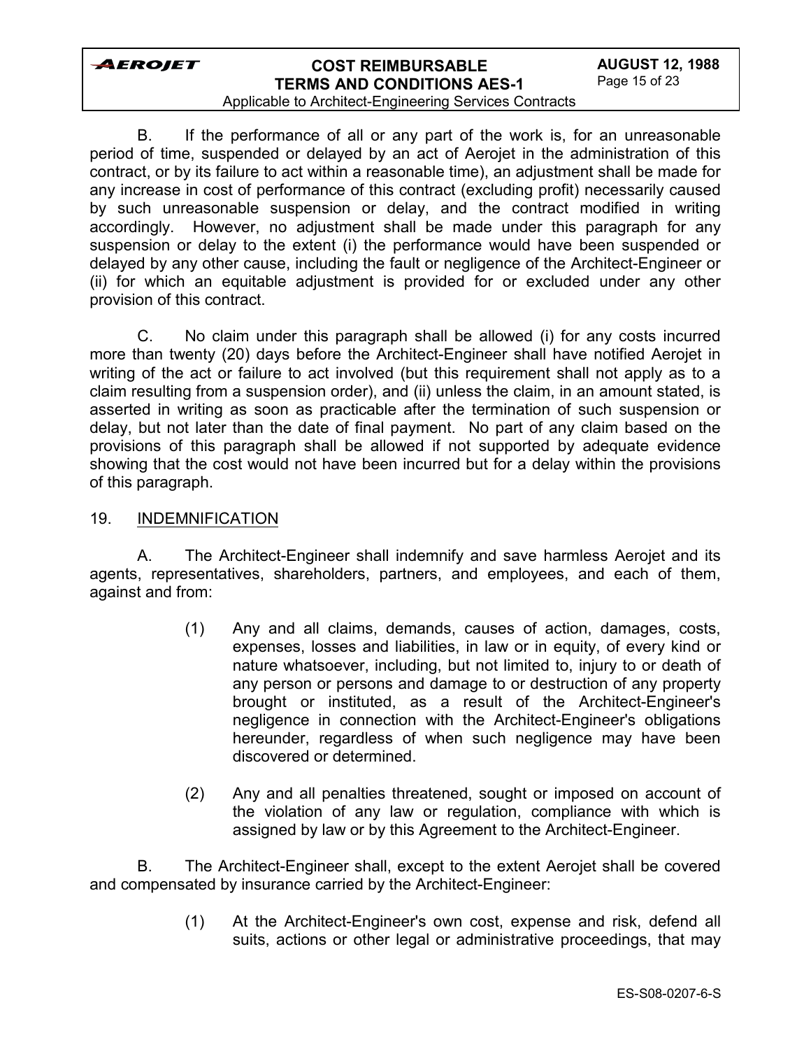B. If the performance of all or any part of the work is, for an unreasonable period of time, suspended or delayed by an act of Aerojet in the administration of this contract, or by its failure to act within a reasonable time), an adjustment shall be made for any increase in cost of performance of this contract (excluding profit) necessarily caused by such unreasonable suspension or delay, and the contract modified in writing accordingly. However, no adjustment shall be made under this paragraph for any suspension or delay to the extent (i) the performance would have been suspended or delayed by any other cause, including the fault or negligence of the Architect-Engineer or (ii) for which an equitable adjustment is provided for or excluded under any other provision of this contract.

C. No claim under this paragraph shall be allowed (i) for any costs incurred more than twenty (20) days before the Architect-Engineer shall have notified Aerojet in writing of the act or failure to act involved (but this requirement shall not apply as to a claim resulting from a suspension order), and (ii) unless the claim, in an amount stated, is asserted in writing as soon as practicable after the termination of such suspension or delay, but not later than the date of final payment. No part of any claim based on the provisions of this paragraph shall be allowed if not supported by adequate evidence showing that the cost would not have been incurred but for a delay within the provisions of this paragraph.

## 19. INDEMNIFICATION

A. The Architect-Engineer shall indemnify and save harmless Aerojet and its agents, representatives, shareholders, partners, and employees, and each of them, against and from:

(1) Any and all claims, demands, causes of action, damages, costs, expenses, losses and liabilities, in law or in equity, of every kind or nature whatsoever, including, but not limited to, injury to or death of any person or persons and damage to or destruction of any property brought or instituted, as a result of the Architect-Engineer's negligence in connection with the Architect-Engineer's obligations hereunder, regardless of when such negligence may have been discovered or determined.

(2) Any and all penalties threatened, sought or imposed on account of the violation of any law or regulation, compliance with which is assigned by law or by this Agreement to the Architect-Engineer.

B. The Architect-Engineer shall, except to the extent Aerojet shall be covered and compensated by insurance carried by the Architect-Engineer:

(1) At the Architect-Engineer's own cost, expense and risk, defend all suits, actions or other legal or administrative proceedings, that may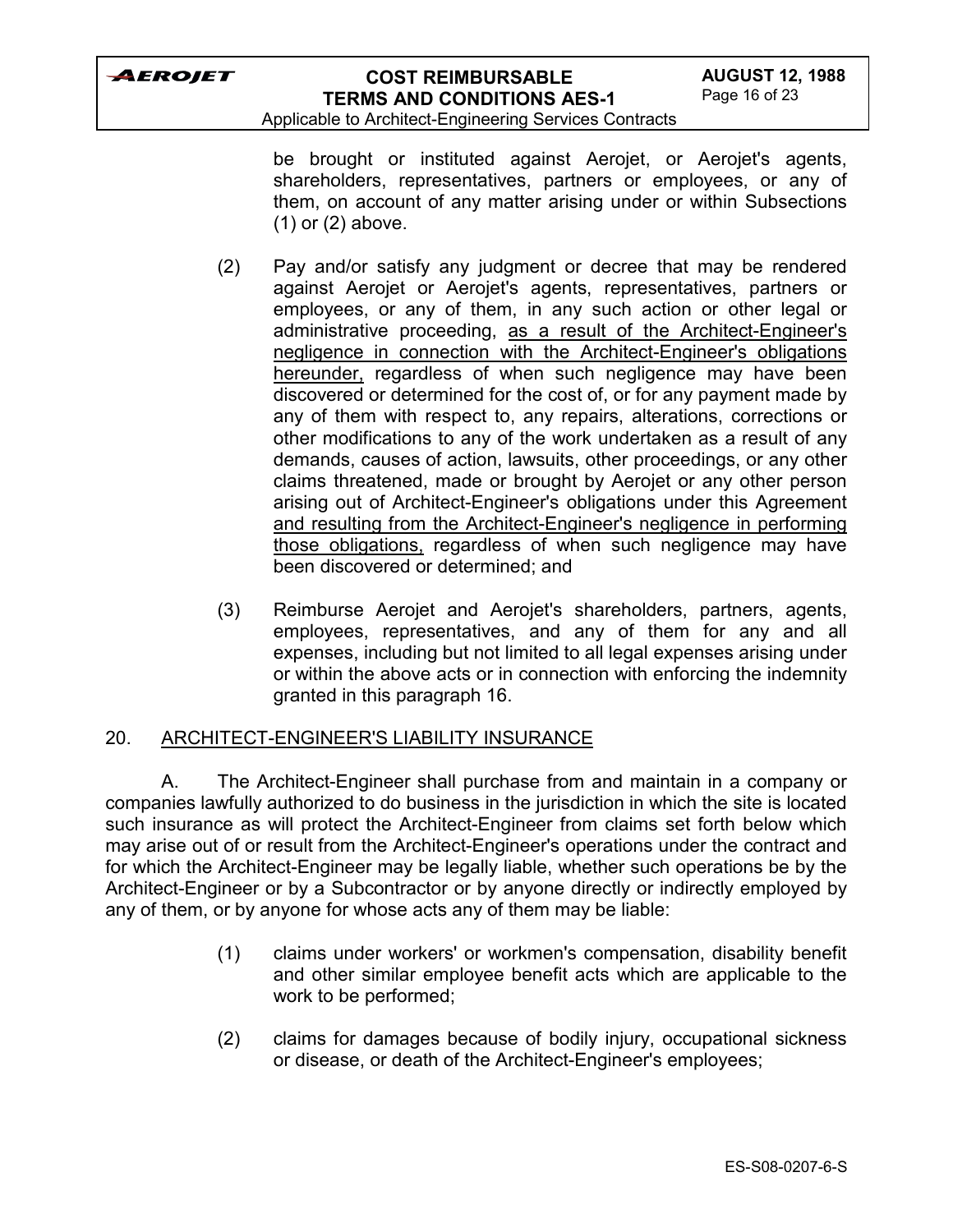be brought or instituted against Aerojet, or Aerojet's agents, shareholders, representatives, partners or employees, or any of them, on account of any matter arising under or within Subsections (1) or (2) above.

(2) Pay and/or satisfy any judgment or decree that may be rendered against Aerojet or Aerojet's agents, representatives, partners or employees, or any of them, in any such action or other legal or administrative proceeding, <u>as a result of the Architect-Engineer's negligence in connection with the Architect-Engineer's obligations hereunder,</u> regardless of when such negligence may have been discovered or determined for the cost of, or for any payment made by any of them with respect to, any repairs, alterations, corrections or other modifications to any of the work undertaken as a result of any demands, causes of action, lawsuits, other proceedings, or any other claims threatened, made or brought by Aerojet or any other person arising out of Architect-Engineer's obligations under this Agreement <u>and resulting from the Architect-Engineer's negligence in performing those obligations,</u> regardless of when such negligence may have been discovered or determined; and

(3) Reimburse Aerojet and Aerojet's shareholders, partners, agents, employees, representatives, and any of them for any and all expenses, including but not limited to all legal expenses arising under or within the above acts or in connection with enforcing the indemnity granted in this paragraph 16.

## 20. <u>ARCHITECT-ENGINEER'S LIABILITY INSURANCE</u>

A. The Architect-Engineer shall purchase from and maintain in a company or companies lawfully authorized to do business in the jurisdiction in which the site is located such insurance as will protect the Architect-Engineer from claims set forth below which may arise out of or result from the Architect-Engineer's operations under the contract and for which the Architect-Engineer may be legally liable, whether such operations be by the Architect-Engineer or by a Subcontractor or by anyone directly or indirectly employed by any of them, or by anyone for whose acts any of them may be liable:

(1) claims under workers' or workmen's compensation, disability benefit and other similar employee benefit acts which are applicable to the work to be performed;

(2) claims for damages because of bodily injury, occupational sickness or disease, or death of the Architect-Engineer's employees;

ES-S08-0207-6-S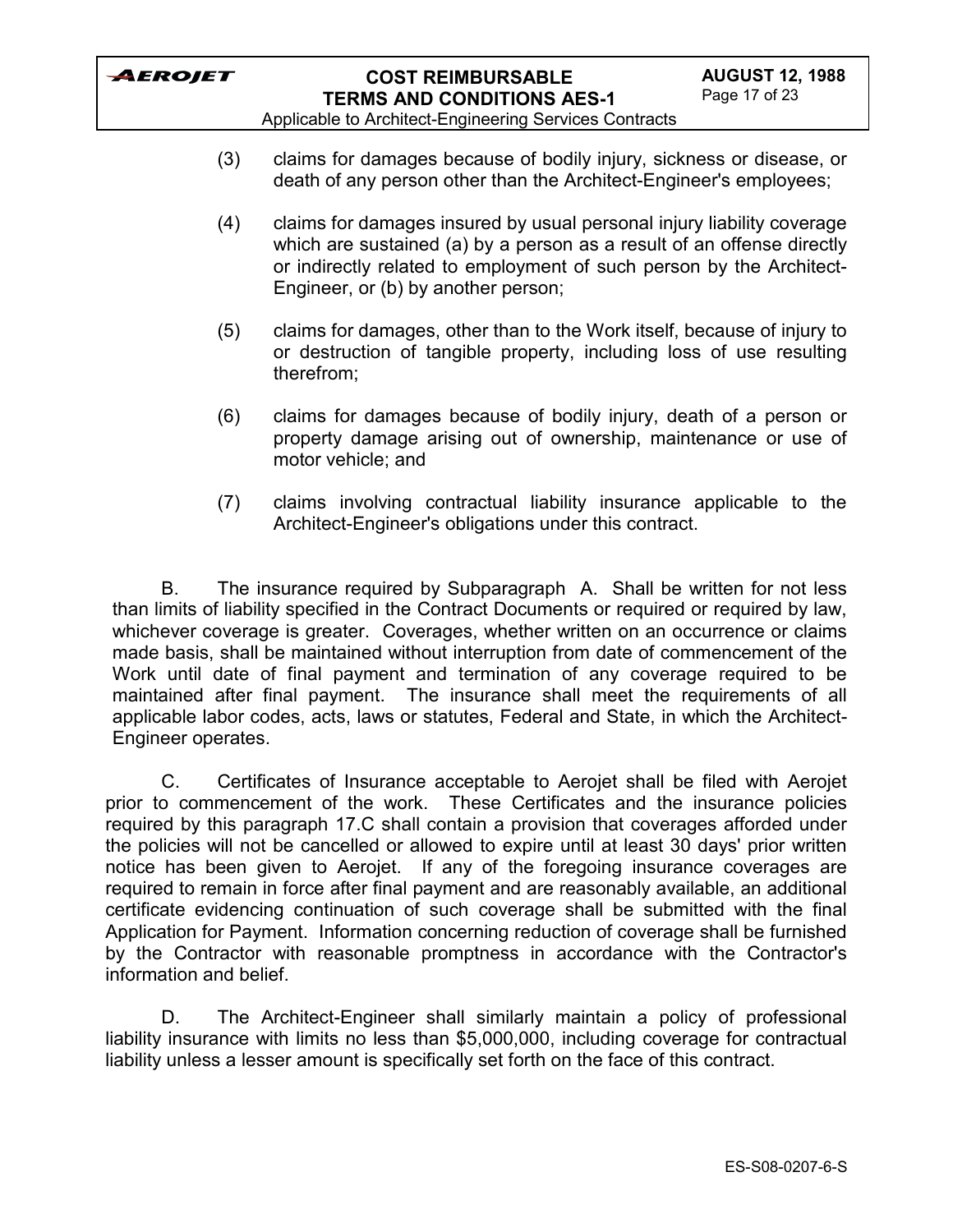(3) claims for damages because of bodily injury, sickness or disease, or death of any person other than the Architect-Engineer's employees;

(4) claims for damages insured by usual personal injury liability coverage which are sustained (a) by a person as a result of an offense directly or indirectly related to employment of such person by the Architect-Engineer, or (b) by another person;

(5) claims for damages, other than to the Work itself, because of injury to or destruction of tangible property, including loss of use resulting therefrom;

(6) claims for damages because of bodily injury, death of a person or property damage arising out of ownership, maintenance or use of motor vehicle; and

(7) claims involving contractual liability insurance applicable to the Architect-Engineer's obligations under this contract.

B. The insurance required by Subparagraph A. Shall be written for not less than limits of liability specified in the Contract Documents or required or required by law, whichever coverage is greater. Coverages, whether written on an occurrence or claims made basis, shall be maintained without interruption from date of commencement of the Work until date of final payment and termination of any coverage required to be maintained after final payment. The insurance shall meet the requirements of all applicable labor codes, acts, laws or statutes, Federal and State, in which the Architect-Engineer operates.

C. Certificates of Insurance acceptable to Aerojet shall be filed with Aerojet prior to commencement of the work. These Certificates and the insurance policies required by this paragraph 17.C shall contain a provision that coverages afforded under the policies will not be cancelled or allowed to expire until at least 30 days' prior written notice has been given to Aerojet. If any of the foregoing insurance coverages are required to remain in force after final payment and are reasonably available, an additional certificate evidencing continuation of such coverage shall be submitted with the final Application for Payment. Information concerning reduction of coverage shall be furnished by the Contractor with reasonable promptness in accordance with the Contractor's information and belief.

D. The Architect-Engineer shall similarly maintain a policy of professional liability insurance with limits no less than $5,000,000, including coverage for contractual liability unless a lesser amount is specifically set forth on the face of this contract.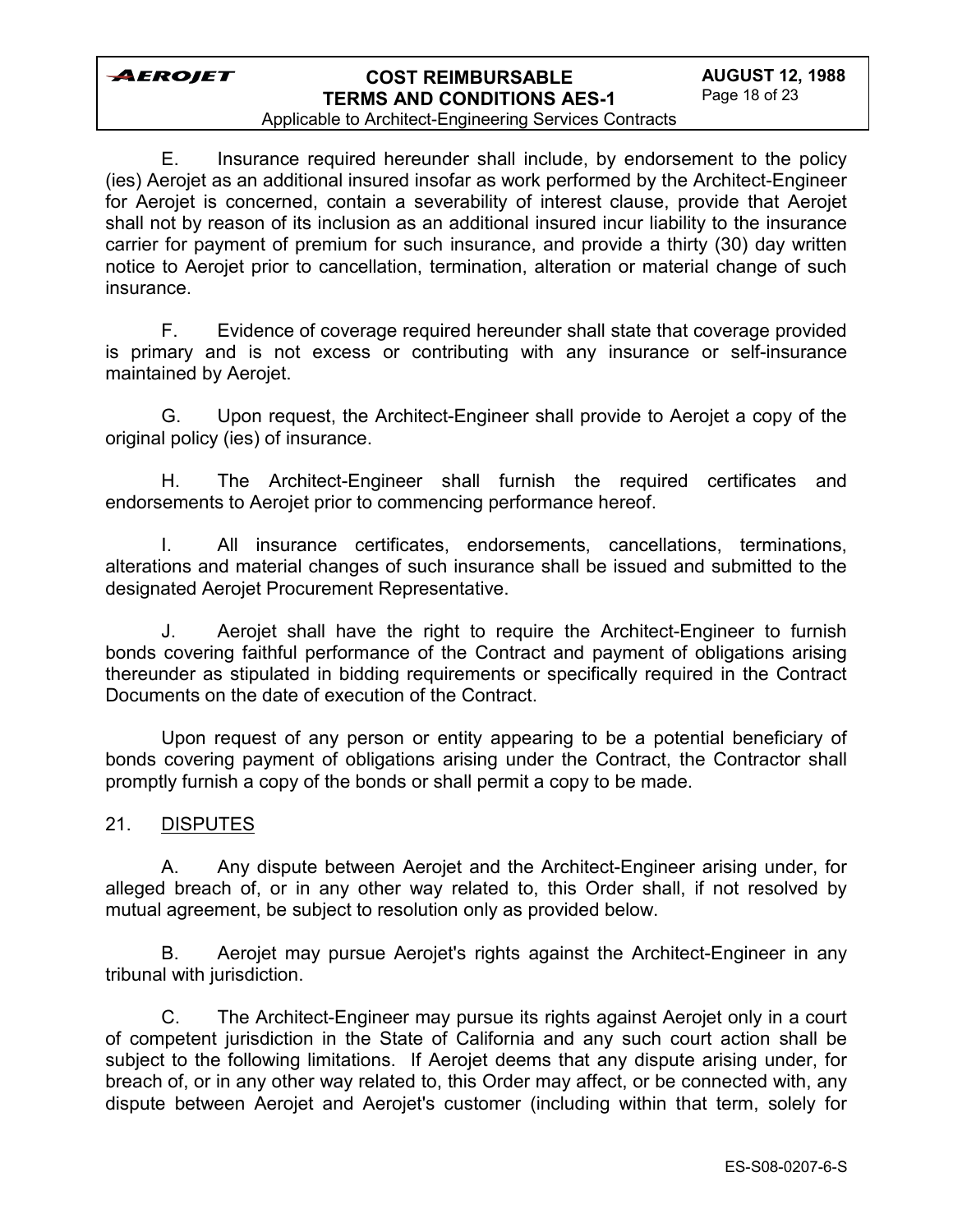E. Insurance required hereunder shall include, by endorsement to the policy (ies) Aerojet as an additional insured insofar as work performed by the Architect-Engineer for Aerojet is concerned, contain a severability of interest clause, provide that Aerojet shall not by reason of its inclusion as an additional insured incur liability to the insurance carrier for payment of premium for such insurance, and provide a thirty (30) day written notice to Aerojet prior to cancellation, termination, alteration or material change of such insurance.

F. Evidence of coverage required hereunder shall state that coverage provided is primary and is not excess or contributing with any insurance or self-insurance maintained by Aerojet.

G. Upon request, the Architect-Engineer shall provide to Aerojet a copy of the original policy (ies) of insurance.

H. The Architect-Engineer shall furnish the required certificates and endorsements to Aerojet prior to commencing performance hereof.

I. All insurance certificates, endorsements, cancellations, terminations, alterations and material changes of such insurance shall be issued and submitted to the designated Aerojet Procurement Representative.

J. Aerojet shall have the right to require the Architect-Engineer to furnish bonds covering faithful performance of the Contract and payment of obligations arising thereunder as stipulated in bidding requirements or specifically required in the Contract Documents on the date of execution of the Contract.

Upon request of any person or entity appearing to be a potential beneficiary of bonds covering payment of obligations arising under the Contract, the Contractor shall promptly furnish a copy of the bonds or shall permit a copy to be made.

## 21. DISPUTES

A. Any dispute between Aerojet and the Architect-Engineer arising under, for alleged breach of, or in any other way related to, this Order shall, if not resolved by mutual agreement, be subject to resolution only as provided below.

B. Aerojet may pursue Aerojet's rights against the Architect-Engineer in any tribunal with jurisdiction.

C. The Architect-Engineer may pursue its rights against Aerojet only in a court of competent jurisdiction in the State of California and any such court action shall be subject to the following limitations. If Aerojet deems that any dispute arising under, for breach of, or in any other way related to, this Order may affect, or be connected with, any dispute between Aerojet and Aerojet's customer (including within that term, solely for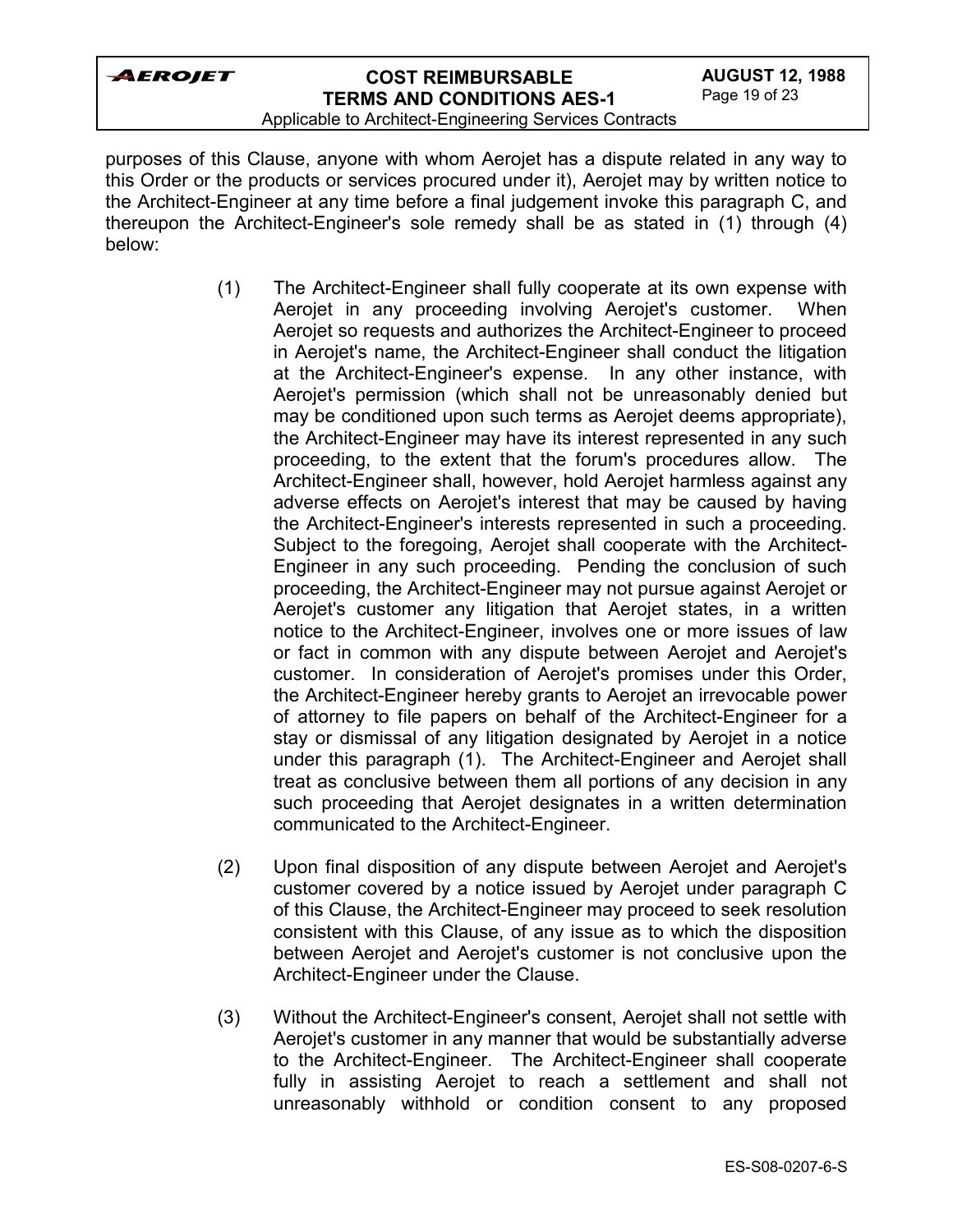purposes of this Clause, anyone with whom Aerojet has a dispute related in any way to this Order or the products or services procured under it), Aerojet may by written notice to the Architect-Engineer at any time before a final judgement invoke this paragraph C, and thereupon the Architect-Engineer's sole remedy shall be as stated in (1) through (4) below:

(1) The Architect-Engineer shall fully cooperate at its own expense with Aerojet in any proceeding involving Aerojet's customer. When Aerojet so requests and authorizes the Architect-Engineer to proceed in Aerojet's name, the Architect-Engineer shall conduct the litigation at the Architect-Engineer's expense. In any other instance, with Aerojet's permission (which shall not be unreasonably denied but may be conditioned upon such terms as Aerojet deems appropriate), the Architect-Engineer may have its interest represented in any such proceeding, to the extent that the forum's procedures allow. The Architect-Engineer shall, however, hold Aerojet harmless against any adverse effects on Aerojet's interest that may be caused by having the Architect-Engineer's interests represented in such a proceeding. Subject to the foregoing, Aerojet shall cooperate with the Architect-Engineer in any such proceeding. Pending the conclusion of such proceeding, the Architect-Engineer may not pursue against Aerojet or Aerojet's customer any litigation that Aerojet states, in a written notice to the Architect-Engineer, involves one or more issues of law or fact in common with any dispute between Aerojet and Aerojet's customer. In consideration of Aerojet's promises under this Order, the Architect-Engineer hereby grants to Aerojet an irrevocable power of attorney to file papers on behalf of the Architect-Engineer for a stay or dismissal of any litigation designated by Aerojet in a notice under this paragraph (1). The Architect-Engineer and Aerojet shall treat as conclusive between them all portions of any decision in any such proceeding that Aerojet designates in a written determination communicated to the Architect-Engineer.

(2) Upon final disposition of any dispute between Aerojet and Aerojet's customer covered by a notice issued by Aerojet under paragraph C of this Clause, the Architect-Engineer may proceed to seek resolution consistent with this Clause, of any issue as to which the disposition between Aerojet and Aerojet's customer is not conclusive upon the Architect-Engineer under the Clause.

(3) Without the Architect-Engineer's consent, Aerojet shall not settle with Aerojet's customer in any manner that would be substantially adverse to the Architect-Engineer. The Architect-Engineer shall cooperate fully in assisting Aerojet to reach a settlement and shall not unreasonably withhold or condition consent to any proposed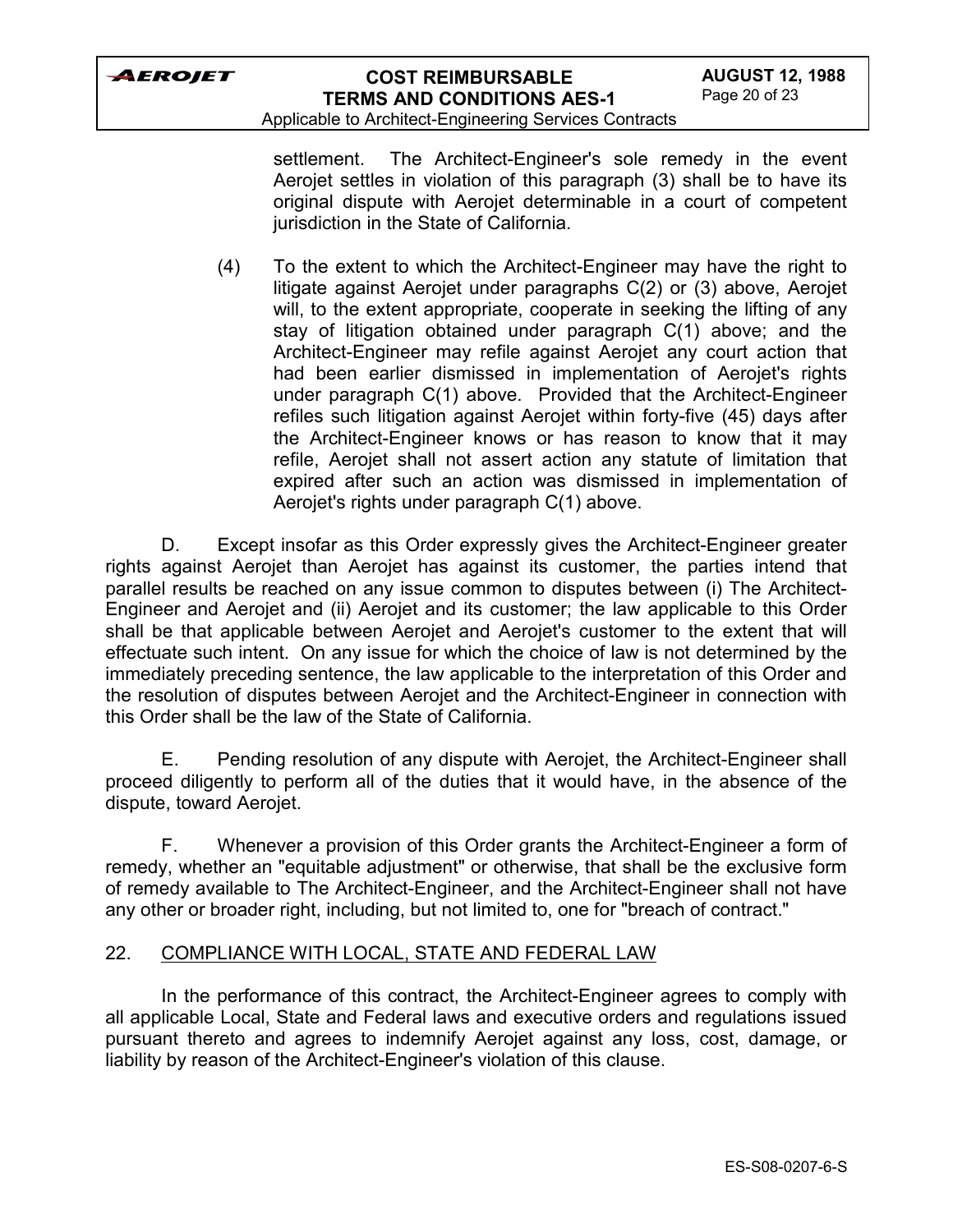settlement. The Architect-Engineer's sole remedy in the event Aerojet settles in violation of this paragraph (3) shall be to have its original dispute with Aerojet determinable in a court of competent jurisdiction in the State of California.

(4) To the extent to which the Architect-Engineer may have the right to litigate against Aerojet under paragraphs C(2) or (3) above, Aerojet will, to the extent appropriate, cooperate in seeking the lifting of any stay of litigation obtained under paragraph C(1) above; and the Architect-Engineer may refile against Aerojet any court action that had been earlier dismissed in implementation of Aerojet's rights under paragraph C(1) above. Provided that the Architect-Engineer refiles such litigation against Aerojet within forty-five (45) days after the Architect-Engineer knows or has reason to know that it may refile, Aerojet shall not assert action any statute of limitation that expired after such an action was dismissed in implementation of Aerojet's rights under paragraph C(1) above.

D. Except insofar as this Order expressly gives the Architect-Engineer greater rights against Aerojet than Aerojet has against its customer, the parties intend that parallel results be reached on any issue common to disputes between (i) The Architect-Engineer and Aerojet and (ii) Aerojet and its customer; the law applicable to this Order shall be that applicable between Aerojet and Aerojet's customer to the extent that will effectuate such intent. On any issue for which the choice of law is not determined by the immediately preceding sentence, the law applicable to the interpretation of this Order and the resolution of disputes between Aerojet and the Architect-Engineer in connection with this Order shall be the law of the State of California.

E. Pending resolution of any dispute with Aerojet, the Architect-Engineer shall proceed diligently to perform all of the duties that it would have, in the absence of the dispute, toward Aerojet.

F. Whenever a provision of this Order grants the Architect-Engineer a form of remedy, whether an "equitable adjustment" or otherwise, that shall be the exclusive form of remedy available to The Architect-Engineer, and the Architect-Engineer shall not have any other or broader right, including, but not limited to, one for "breach of contract."

## 22. COMPLIANCE WITH LOCAL, STATE AND FEDERAL LAW

In the performance of this contract, the Architect-Engineer agrees to comply with all applicable Local, State and Federal laws and executive orders and regulations issued pursuant thereto and agrees to indemnify Aerojet against any loss, cost, damage, or liability by reason of the Architect-Engineer's violation of this clause.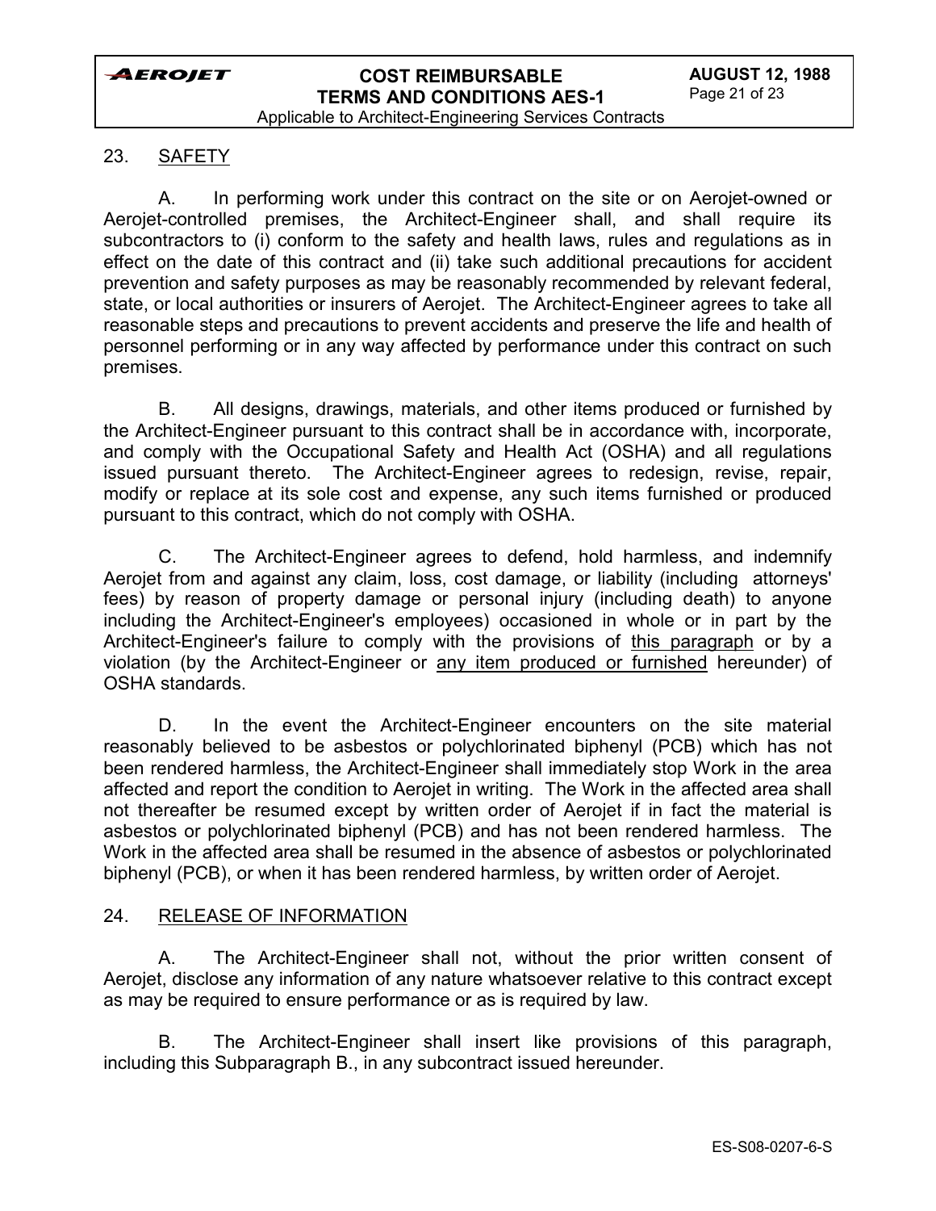## 23. SAFETY

A. In performing work under this contract on the site or on Aerojet-owned or Aerojet-controlled premises, the Architect-Engineer shall, and shall require its subcontractors to (i) conform to the safety and health laws, rules and regulations as in effect on the date of this contract and (ii) take such additional precautions for accident prevention and safety purposes as may be reasonably recommended by relevant federal, state, or local authorities or insurers of Aerojet. The Architect-Engineer agrees to take all reasonable steps and precautions to prevent accidents and preserve the life and health of personnel performing or in any way affected by performance under this contract on such premises.

B. All designs, drawings, materials, and other items produced or furnished by the Architect-Engineer pursuant to this contract shall be in accordance with, incorporate, and comply with the Occupational Safety and Health Act (OSHA) and all regulations issued pursuant thereto. The Architect-Engineer agrees to redesign, revise, repair, modify or replace at its sole cost and expense, any such items furnished or produced pursuant to this contract, which do not comply with OSHA.

C. The Architect-Engineer agrees to defend, hold harmless, and indemnify Aerojet from and against any claim, loss, cost damage, or liability (including attorneys' fees) by reason of property damage or personal injury (including death) to anyone including the Architect-Engineer's employees) occasioned in whole or in part by the Architect-Engineer's failure to comply with the provisions of this paragraph or by a violation (by the Architect-Engineer or any item produced or furnished hereunder) of OSHA standards.

D. In the event the Architect-Engineer encounters on the site material reasonably believed to be asbestos or polychlorinated biphenyl (PCB) which has not been rendered harmless, the Architect-Engineer shall immediately stop Work in the area affected and report the condition to Aerojet in writing. The Work in the affected area shall not thereafter be resumed except by written order of Aerojet if in fact the material is asbestos or polychlorinated biphenyl (PCB) and has not been rendered harmless. The Work in the affected area shall be resumed in the absence of asbestos or polychlorinated biphenyl (PCB), or when it has been rendered harmless, by written order of Aerojet.

## 24. RELEASE OF INFORMATION

A. The Architect-Engineer shall not, without the prior written consent of Aerojet, disclose any information of any nature whatsoever relative to this contract except as may be required to ensure performance or as is required by law.

B. The Architect-Engineer shall insert like provisions of this paragraph, including this Subparagraph B., in any subcontract issued hereunder.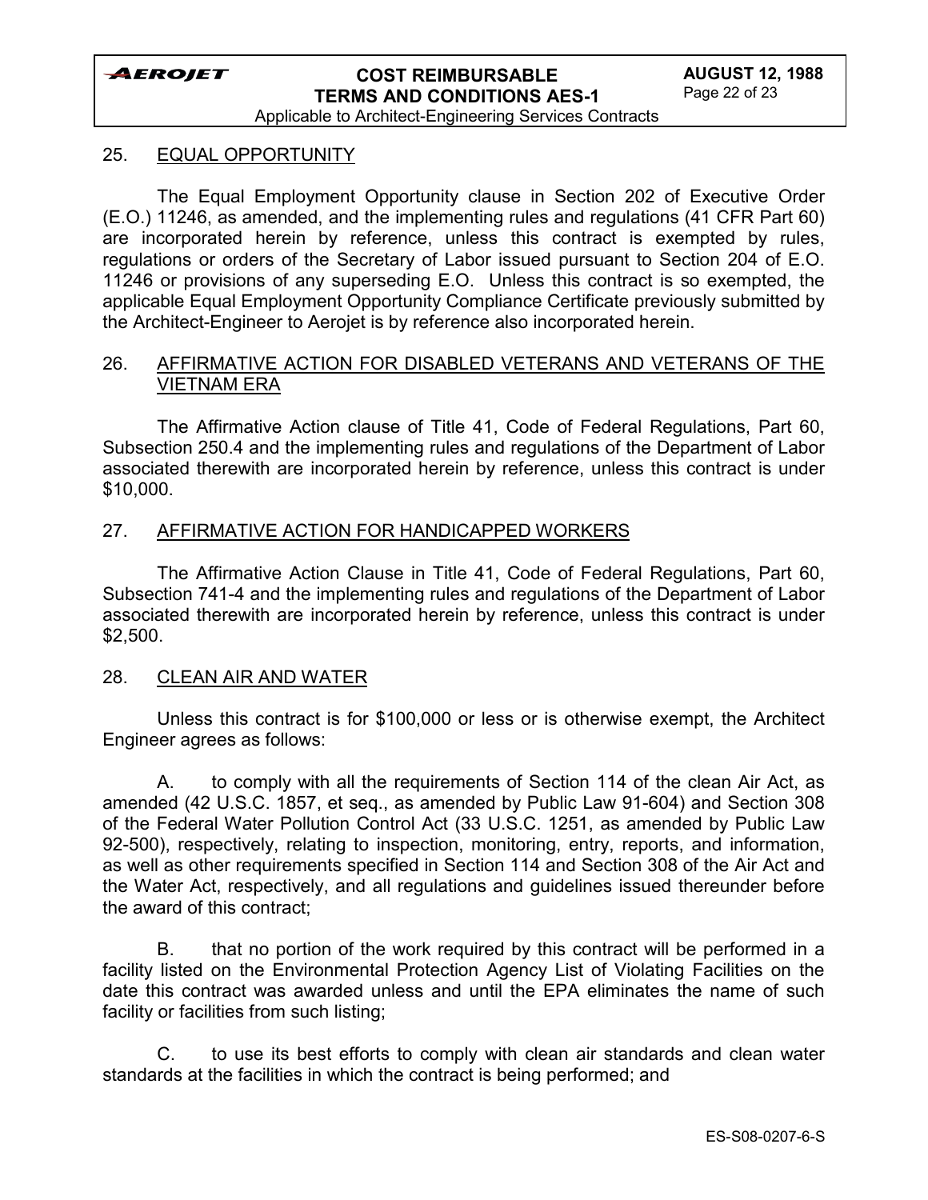## 25. EQUAL OPPORTUNITY

The Equal Employment Opportunity clause in Section 202 of Executive Order (E.O.) 11246, as amended, and the implementing rules and regulations (41 CFR Part 60) are incorporated herein by reference, unless this contract is exempted by rules, regulations or orders of the Secretary of Labor issued pursuant to Section 204 of E.O. 11246 or provisions of any superseding E.O. Unless this contract is so exempted, the applicable Equal Employment Opportunity Compliance Certificate previously submitted by the Architect-Engineer to Aerojet is by reference also incorporated herein.

## 26. AFFIRMATIVE ACTION FOR DISABLED VETERANS AND VETERANS OF THE VIETNAM ERA

The Affirmative Action clause of Title 41, Code of Federal Regulations, Part 60, Subsection 250.4 and the implementing rules and regulations of the Department of Labor associated therewith are incorporated herein by reference, unless this contract is under $10,000.

## 27. AFFIRMATIVE ACTION FOR HANDICAPPED WORKERS

The Affirmative Action Clause in Title 41, Code of Federal Regulations, Part 60, Subsection 741-4 and the implementing rules and regulations of the Department of Labor associated therewith are incorporated herein by reference, unless this contract is under $2,500.

## 28. CLEAN AIR AND WATER

Unless this contract is for $100,000 or less or is otherwise exempt, the Architect Engineer agrees as follows:

A. to comply with all the requirements of Section 114 of the clean Air Act, as amended (42 U.S.C. 1857, et seq., as amended by Public Law 91-604) and Section 308 of the Federal Water Pollution Control Act (33 U.S.C. 1251, as amended by Public Law 92-500), respectively, relating to inspection, monitoring, entry, reports, and information, as well as other requirements specified in Section 114 and Section 308 of the Air Act and the Water Act, respectively, and all regulations and guidelines issued thereunder before the award of this contract;

B. that no portion of the work required by this contract will be performed in a facility listed on the Environmental Protection Agency List of Violating Facilities on the date this contract was awarded unless and until the EPA eliminates the name of such facility or facilities from such listing;

C. to use its best efforts to comply with clean air standards and clean water standards at the facilities in which the contract is being performed; and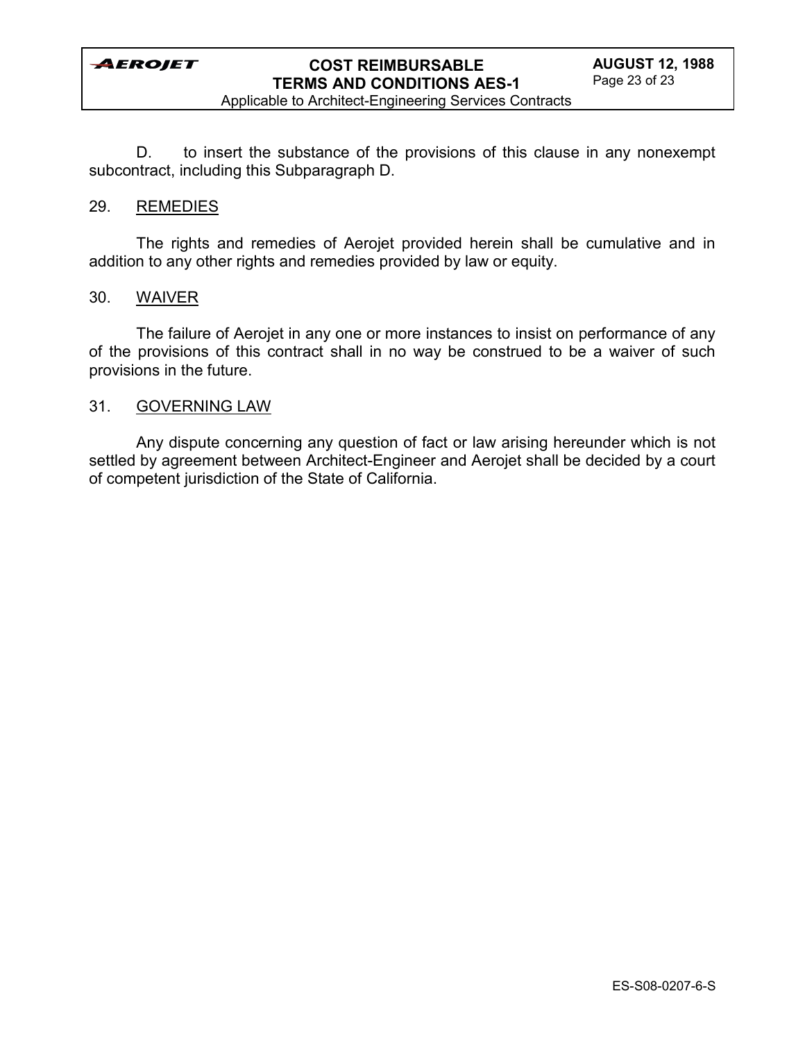D. to insert the substance of the provisions of this clause in any nonexempt subcontract, including this Subparagraph D.

## 29. REMEDIES

The rights and remedies of Aerojet provided herein shall be cumulative and in addition to any other rights and remedies provided by law or equity.

## 30. WAIVER

The failure of Aerojet in any one or more instances to insist on performance of any of the provisions of this contract shall in no way be construed to be a waiver of such provisions in the future.

## 31. GOVERNING LAW

Any dispute concerning any question of fact or law arising hereunder which is not settled by agreement between Architect-Engineer and Aerojet shall be decided by a court of competent jurisdiction of the State of California.